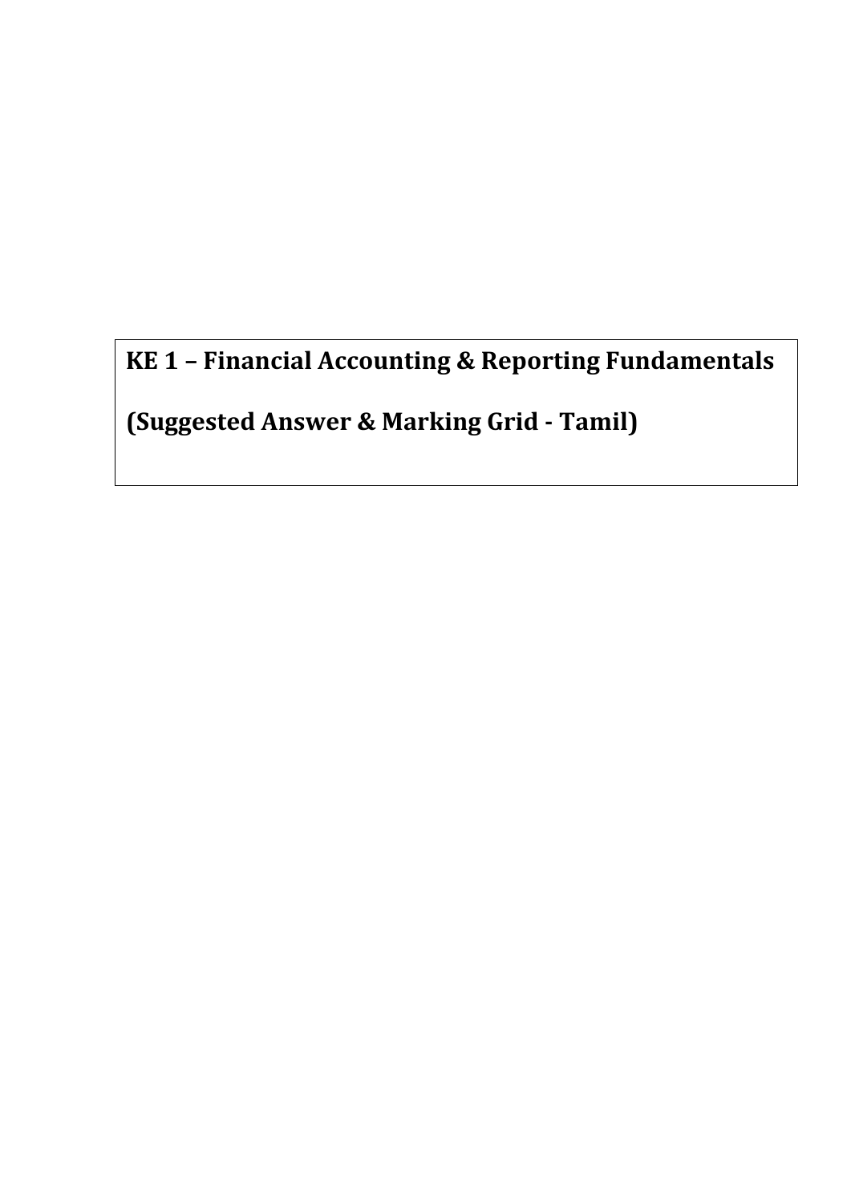# KE 1 – Financial Accounting & Reporting Fundamentals

# (Suggested Answer & Marking Grid - Tamil)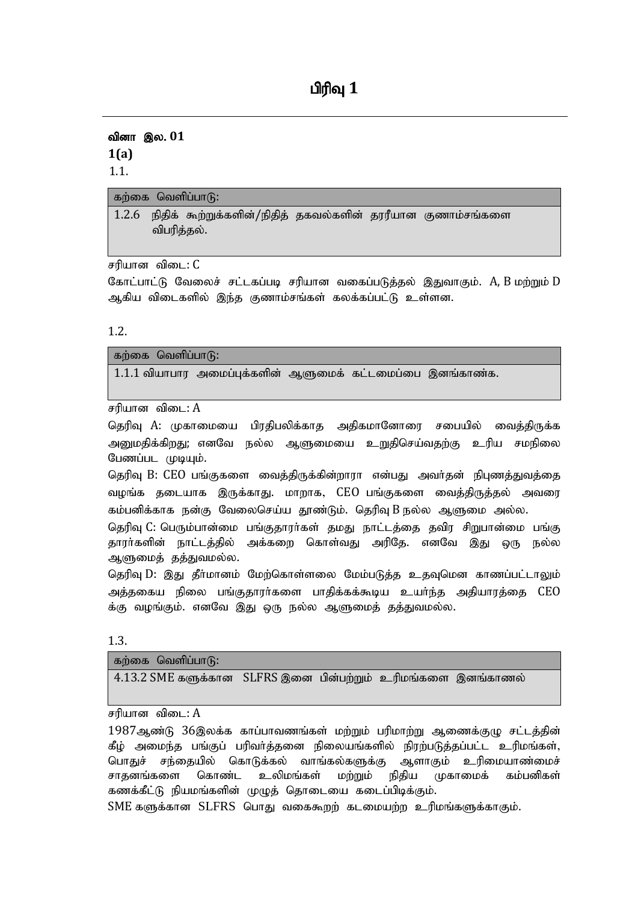# பிரிவு 1

**வினா இல. 01**

**1(a)**

1.1.

| கற்கை வெளிப்பாடு: |
| --- |
| 1.2.6 நிதிக் கூற்றுக்களின்/நிதித் தகவல்களின் தரரீயான குணாம்சங்களை விபரித்தல். |

சரியான விடை: C

கோட்பாட்டு வேலைச் சட்டகப்படி சரியான வகைப்படுத்தல் இதுவாகும். A, B மற்றும் D ஆகிய விடைகளில் இந்த குணாம்சங்கள் கலக்கப்பட்டு உள்ளன.

1.2.

| கற்கை வெளிப்பாடு: |
| --- |
| 1.1.1 வியாபார அமைப்புக்களின் ஆளுமைக் கட்டமைப்பை இனங்காண்க. |

சரியான விடை: A

தெரிவு A: முகாமையை பிரதிபலிக்காத அதிகமானோரை சபையில் வைத்திருக்க அனுமதிக்கிறது; எனவே நல்ல ஆளுமையை உறுதிசெய்வதற்கு உரிய சமநிலை பேணப்பட முடியும்.

தெரிவு B: CEO பங்குகளை வைத்திருக்கின்றாரா என்பது அவர்தன் நிபுணத்துவத்தை வழங்க தடையாக இருக்காது. மாறாக, CEO பங்குகளை வைத்திருத்தல் அவரை கம்பனிக்காக நன்கு வேலைசெய்ய தூண்டும். தெரிவு B நல்ல ஆளுமை அல்ல.

தெரிவு C: பெரும்பான்மை பங்குதாரர்கள் தமது நாட்டத்தை தவிர சிறுபான்மை பங்கு தாரர்களின் நாட்டத்தில் அக்கறை கொள்வது அரிதே. எனவே இது ஒரு நல்ல ஆளுமைத் தத்துவமல்ல.

தெரிவு D: இது தீர்மானம் மேற்கொள்ளலை மேம்படுத்த உதவுமென காணப்பட்டாலும் அத்தகைய நிலை பங்குதாரர்களை பாதிக்கக்கூடிய உயர்ந்த அதியாரத்தை CEO க்கு வழங்கும். எனவே இது ஒரு நல்ல ஆளுமைத் தத்துவமல்ல.

1.3.

| கற்கை வெளிப்பாடு: |
| --- |
| 4.13.2 SME களுக்கான SLFRS இனை பின்பற்றும் உரிமங்களை இனங்காணல் |

சரியான விடை: A

1987ஆண்டு 36இலக்க காப்பாவணங்கள் மற்றும் பரிமாற்று ஆணைக்குழு சட்டத்தின் கீழ் அமைந்த பங்குப் பரிவர்த்தனை நிலையங்களில் நிரற்படுத்தப்பட்ட உரிமங்கள், பொதுச் சந்தையில் கொடுக்கல் வாங்கல்களுக்கு ஆளாகும் உரிமையாண்மைச் சாதனங்களை கொண்ட உலிமங்கள் மற்றும் நிதிய முகாமைக் கம்பனிகள் கணக்கீட்டு நியமங்களின் முழுத் தொடையை கடைப்பிடிக்கும்.

SME களுக்கான SLFRS பொது வகைகூறற் கடமையற்ற உரிமங்களுக்காகும்.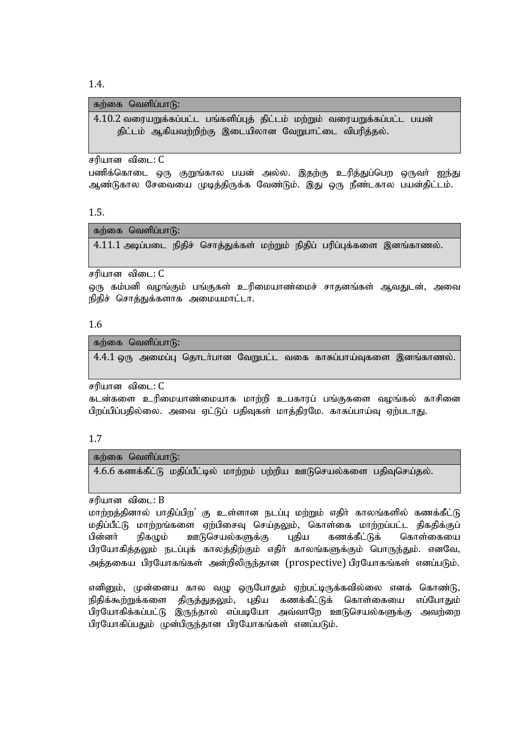1.4.

| கற்கை வெளிப்பாடு: |
| --- |
| 4.10.2 வரையறுக்கப்பட்ட பங்களிப்புத் திட்டம் மற்றும் வரையறுக்கப்பட்ட பயன் திட்டம் ஆகியவற்றிற்கு இடையிலான வேறுபாட்டை விபரித்தல். |

சரியான விடை: C

பணிக்கொடை ஒரு குறுங்கால பயன் அல்ல. இதற்கு உரித்துப்பெற ஒருவர் ஐந்து ஆண்டுகால சேவையை முடித்திருக்க வேண்டும். இது ஒரு நீண்டகால பயன்திட்டம்.

1.5.

| கற்கை வெளிப்பாடு: |
| --- |
| 4.11.1 அடிப்படை நிதிச் சொத்துக்கள் மற்றும் நிதிப் பரிப்புக்களை இனங்காணல். |

சரியான விடை: C

ஒரு கம்பனி வழங்கும் பங்குகள் உரிமையாண்மைச் சாதனங்கள் ஆவதுடன், அவை நிதிச் சொத்துக்களாக அமையமாட்டா.

1.6

| கற்கை வெளிப்பாடு: |
| --- |
| 4.4.1 ஒரு அமைப்பு தொடர்பான வேறுபட்ட வகை காசுப்பாய்வுகளை இனங்காணல். |

சரியான விடை: C

கடன்களை உரிமையாண்மையாக மாற்றி உபகாரப் பங்குகளை வழங்கல் காசினை பிறப்பிப்பதில்லை. அவை ஏட்டுப் பதிவுகள் மாத்திரமே. காசுப்பாய்வு ஏற்படாது.

1.7

| கற்கை வெளிப்பாடு: |
| --- |
| 4.6.6 கணக்கீட்டு மதிப்பீட்டில் மாற்றம் பற்றிய ஊடுசெயல்களை பதிவுசெய்தல். |

சரியான விடை: B

மாற்றத்தினால் பாதிப்பிற' கு உள்ளான நடப்பு மற்றும் எதிர் காலங்களில் கணக்கீட்டு மதிப்பீட்டு மாற்றங்களை ஏற்பிசைவு செய்தலும், கொள்கை மாற்றப்பட்ட திகதிக்குப் பின்னர் நிகழும் ஊடுசெயல்களுக்கு புதிய கணக்கீட்டுக் கொள்கையை பிரயோகித்தலும் நடப்புக் காலத்திற்கும் எதிர் காலங்களுக்கும் பொருந்தும். எனவே, அத்தகைய பிரயோகங்கள் அன்றிலிருந்தான (prospective) பிரயோகங்கள் எனப்படும்.

எனினும், முன்னைய கால வழு ஒருபோதும் ஏற்பட்டிருக்கவில்லை எனக் கொண்டு, நிதிக்கூற்றுக்களை திருத்துதலும், புதிய கணக்கீட்டுக் கொள்கையை எப்போதும் பிரயோகிக்கப்பட்டு இருந்தால் எப்படியோ அவ்வாறே ஊடுசெயல்களுக்கு அவற்றை பிரயோகிப்பதும் முன்பிருந்தான பிரயோகங்கள் எனப்படும்.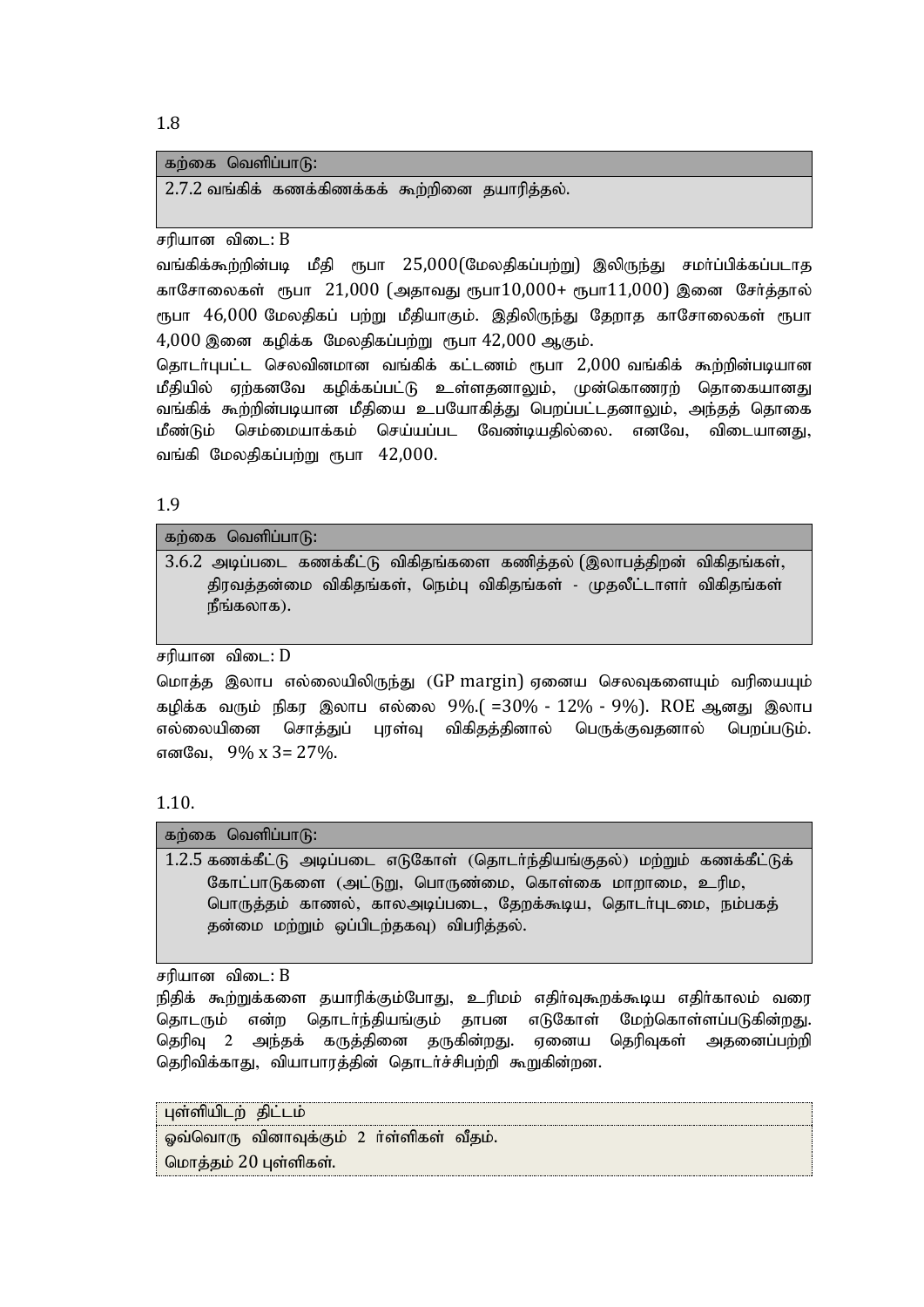1.8

| கற்கை வெளிப்பாடு: |
| --- |
| 2.7.2 வங்கிக் கணக்கிணக்கக் கூற்றினை தயாரித்தல். |

சரியான விடை: B

வங்கிக்கூற்றின்படி மீதி ரூபா 25,000(மேலதிகப்பற்று) இலிருந்து சமர்ப்பிக்கப்படாத காசோலைகள் ரூபா 21,000 (அதாவது ரூபா10,000+ ரூபா11,000) இனை சேர்த்தால் ரூபா 46,000 மேலதிகப் பற்று மீதியாகும். இதிலிருந்து தேறாத காசோலைகள் ரூபா 4,000 இனை கழிக்க மேலதிகப்பற்று ரூபா 42,000 ஆகும்.

தொடர்புபட்ட செலவினமான வங்கிக் கட்டணம் ரூபா 2,000 வங்கிக் கூற்றின்படியான மீதியில் ஏற்கனவே கழிக்கப்பட்டு உள்ளதனாலும், முன்கொணரற் தொகையானது வங்கிக் கூற்றின்படியான மீதியை உபயோகித்து பெறப்பட்டதனாலும், அந்தத் தொகை மீண்டும் செம்மையாக்கம் செய்யப்பட வேண்டியதில்லை. எனவே, விடையானது, வங்கி மேலதிகப்பற்று ரூபா 42,000.

1.9

| கற்கை வெளிப்பாடு: |
| --- |
| 3.6.2 அடிப்படை கணக்கீட்டு விகிதங்களை கணித்தல் (இலாபத்திறன் விகிதங்கள், திரவத்தன்மை விகிதங்கள், நெம்பு விகிதங்கள் - முதலீட்டாளர் விகிதங்கள் நீங்கலாக). |

சரியான விடை: D

மொத்த இலாப எல்லையிலிருந்து (GP margin) ஏனைய செலவுகளையும் வரியையும் கழிக்க வரும் நிகர இலாப எல்லை 9%.( =30% - 12% - 9%). ROE ஆனது இலாப எல்லையினை சொத்துப் புரள்வு விகிதத்தினால் பெருக்குவதனால் பெறப்படும். எனவே, 9% x 3= 27%.

1.10.

| கற்கை வெளிப்பாடு: |
| --- |
| 1.2.5 கணக்கீட்டு அடிப்படை எடுகோள் (தொடர்ந்தியங்குதல்) மற்றும் கணக்கீட்டுக் கோட்பாடுகளை (அட்டுறு, பொருண்மை, கொள்கை மாறாமை, உரிம, பொருத்தம் காணல், காலஅடிப்படை, தேறக்கூடிய, தொடர்புடைமை, நம்பகத் தன்மை மற்றும் ஒப்பிடற்தகவு) விபரித்தல். |

சரியான விடை: B

நிதிக் கூற்றுக்களை தயாரிக்கும்போது, உரிமம் எதிர்வுகூறக்கூடிய எதிர்காலம் வரை தொடரும் என்ற தொடர்ந்தியங்கும் தாபன எடுகோள் மேற்கொள்ளப்படுகின்றது. தெரிவு 2 அந்தக் கருத்தினை தருகின்றது. ஏனைய தெரிவுகள் அதனைப்பற்றி தெரிவிக்காது, வியாபாரத்தின் தொடர்ச்சிபற்றி கூறுகின்றன.

| புள்ளியிடற் திட்டம் |
| --- |
| ஒவ்வொரு வினாவுக்கும் 2 ர்ள்ளிகள் வீதம். |
| மொத்தம் 20 புள்ளிகள். |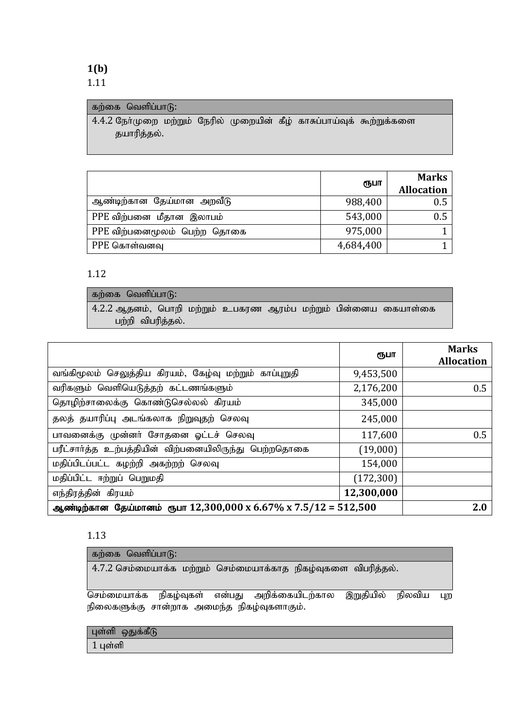**1(b)**

1.11

| கற்கை வெளிப்பாடு: |
|---|
| 4.4.2 நேர்முறை மற்றும் நேரில் முறையின் கீழ் காசுப்பாய்வுக் கூற்றுக்களை தயாரித்தல். |

| | ரூபா | Marks Allocation |
|---|---|---|
| ஆண்டிற்கான தேய்மான அறவீடு | 988,400 | 0.5 |
| PPE விற்பனை மீதான இலாபம் | 543,000 | 0.5 |
| PPE விற்பனைமூலம் பெற்ற தொகை | 975,000 | 1 |
| PPE கொள்வனவு | 4,684,400 | 1 |

1.12

| கற்கை வெளிப்பாடு: |
|---|
| 4.2.2 ஆதனம், பொறி மற்றும் உபகரண ஆரம்ப மற்றும் பின்னைய கையாள்கை பற்றி விபரித்தல். |

| | ரூபா | Marks Allocation |
|---|---|---|
| வங்கிமூலம் செலுத்திய கிரயம், கேழ்வு மற்றும் காப்புறுதி | 9,453,500 | |
| வரிகளும் வெளியெடுத்தற் கட்டணங்களும் | 2,176,200 | 0.5 |
| தொழிற்சாலைக்கு கொண்டுசெல்லல் கிரயம் | 345,000 | |
| தலத் தயாரிப்பு அடங்கலாக நிறுவுதற் செலவு | 245,000 | |
| பாவனைக்கு முன்னர் சோதனை ஓட்டச் செலவு | 117,600 | 0.5 |
| பரீட்சார்த்த உற்பத்தியின் விற்பனையிலிருந்து பெற்றதொகை | (19,000) | |
| மதிப்பிடப்பட்ட கழற்றி அகற்றற் செலவு | 154,000 | |
| மதிப்பிட்ட ஈற்றுப் பெறுமதி | (172,300) | |
| எந்திரத்தின் கிரயம் | **12,300,000** | |
| **ஆண்டிற்கான தேய்மானம் ரூபா 12,300,000 x 6.67% x 7.5/12 = 512,500** | | **2.0** |

1.13

| கற்கை வெளிப்பாடு: |
|---|
| 4.7.2 செம்மையாக்க மற்றும் செம்மையாக்காத நிகழ்வுகளை விபரித்தல். |

செம்மையாக்க நிகழ்வுகள் என்பது அறிக்கையிடற்கால இறுதியில் நிலவிய புற நிலைகளுக்கு சான்றாக அமைந்த நிகழ்வுகளாகும்.

| புள்ளி ஒதுக்கீடு |
|---|
| 1 புள்ளி |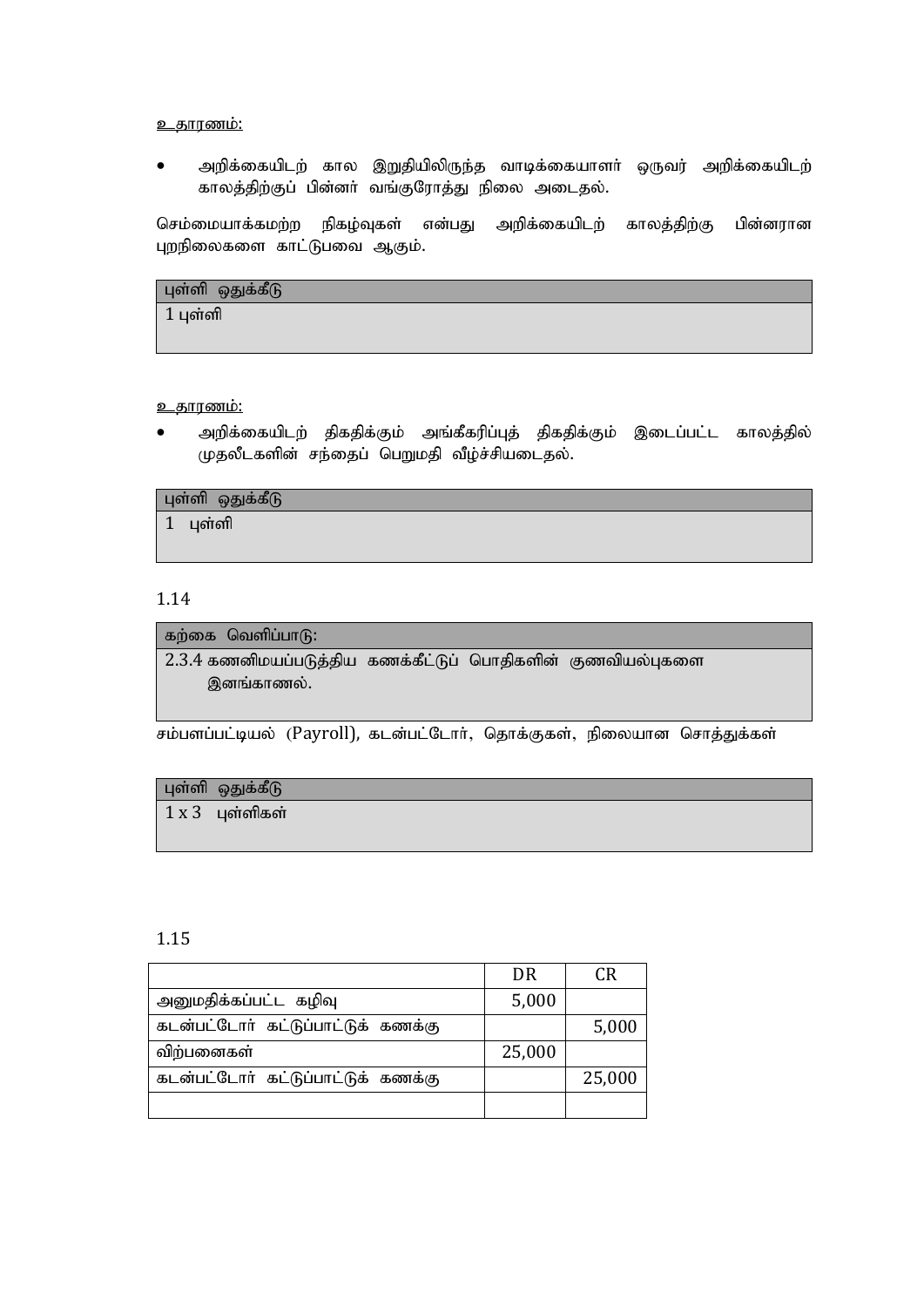<u>உதாரணம்:</u>

- அறிக்கையிடற் கால இறுதியிலிருந்த வாடிக்கையாளர் ஒருவர் அறிக்கையிடற் காலத்திற்குப் பின்னர் வங்குரோத்து நிலை அடைதல்.

செம்மையாக்கமற்ற நிகழ்வுகள் என்பது அறிக்கையிடற் காலத்திற்கு பின்னரான புறநிலைகளை காட்டுபவை ஆகும்.

| புள்ளி ஒதுக்கீடு |
|---|
| 1 புள்ளி |

<u>உதாரணம்:</u>

- அறிக்கையிடற் திகதிக்கும் அங்கீகரிப்புத் திகதிக்கும் இடைப்பட்ட காலத்தில் முதலீடுகளின் சந்தைப் பெறுமதி வீழ்ச்சியடைதல்.

| புள்ளி ஒதுக்கீடு |
|---|
| 1 புள்ளி |

1.14

| கற்கை வெளிப்பாடு: |
|---|
| 2.3.4 கணனிமயப்படுத்திய கணக்கீட்டுப் பொதிகளின் குணவியல்புகளை இனங்காணல். |

சம்பளப்பட்டியல் (Payroll), கடன்பட்டோர், தொக்குகள், நிலையான சொத்துக்கள்

| புள்ளி ஒதுக்கீடு |
|---|
| 1 x 3 புள்ளிகள் |

1.15

| | DR | CR |
|---|---|---|
| அனுமதிக்கப்பட்ட கழிவு | 5,000 | |
| கடன்பட்டோர் கட்டுப்பாட்டுக் கணக்கு | | 5,000 |
| விற்பனைகள் | 25,000 | |
| கடன்பட்டோர் கட்டுப்பாட்டுக் கணக்கு | | 25,000 |
| | | |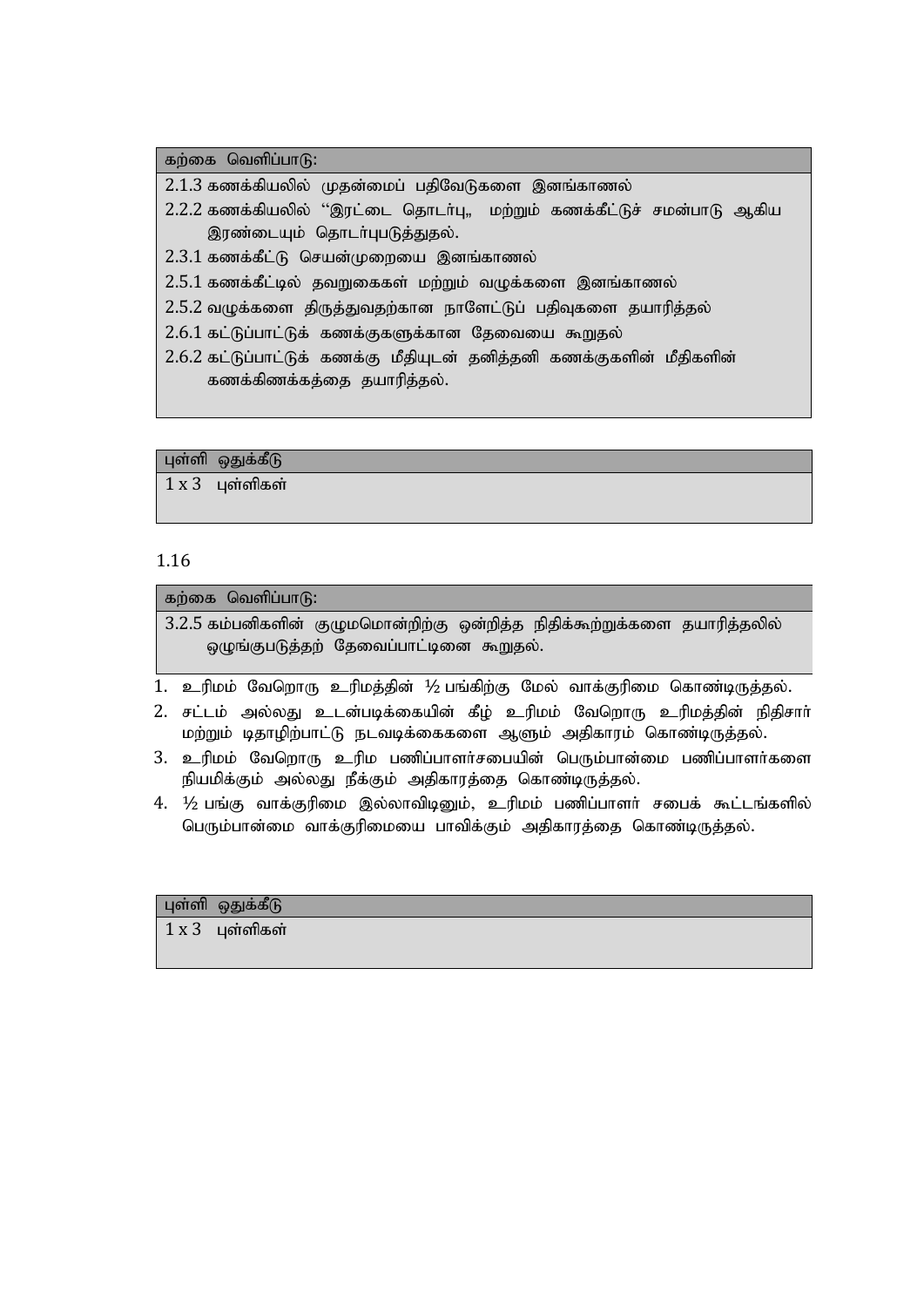| கற்கை வெளிப்பாடு: |
|---|
| 2.1.3 கணக்கியலில் முதன்மைப் பதிவேடுகளை இனங்காணல் |
| 2.2.2 கணக்கியலில் "இரட்டை தொடர்பு" மற்றும் கணக்கீட்டுச் சமன்பாடு ஆகிய இரண்டையும் தொடர்புபடுத்துதல். |
| 2.3.1 கணக்கீட்டு செயன்முறையை இனங்காணல் |
| 2.5.1 கணக்கீட்டில் தவறுகைகள் மற்றும் வழுக்களை இனங்காணல் |
| 2.5.2 வழுக்களை திருத்துவதற்கான நாளேட்டுப் பதிவுகளை தயாரித்தல் |
| 2.6.1 கட்டுப்பாட்டுக் கணக்குகளுக்கான தேவையை கூறுதல் |
| 2.6.2 கட்டுப்பாட்டுக் கணக்கு மீதியுடன் தனித்தனி கணக்குகளின் மீதிகளின் கணக்கிணக்கத்தை தயாரித்தல். |

| புள்ளி ஒதுக்கீடு |
|---|
| 1 x 3 புள்ளிகள் |

1.16

| கற்கை வெளிப்பாடு: |
|---|
| 3.2.5 கம்பனிகளின் குழுமமொன்றிற்கு ஒன்றித்த நிதிக்கூற்றுக்களை தயாரித்தலில் ஒழுங்குபடுத்தற் தேவைப்பாட்டினை கூறுதல். |

1. உரிமம் வேறொரு உரிமத்தின் ½ பங்கிற்கு மேல் வாக்குரிமை கொண்டிருத்தல்.
2. சட்டம் அல்லது உடன்படிக்கையின் கீழ் உரிமம் வேறொரு உரிமத்தின் நிதிசார் மற்றும் தொழிற்பாட்டு நடவடிக்கைகளை ஆளும் அதிகாரம் கொண்டிருத்தல்.
3. உரிமம் வேறொரு உரிம பணிப்பாளர்சபையின் பெரும்பான்மை பணிப்பாளர்களை நியமிக்கும் அல்லது நீக்கும் அதிகாரத்தை கொண்டிருத்தல்.
4. ½ பங்கு வாக்குரிமை இல்லாவிடினும், உரிமம் பணிப்பாளர் சபைக் கூட்டங்களில் பெரும்பான்மை வாக்குரிமையை பாவிக்கும் அதிகாரத்தை கொண்டிருத்தல்.

| புள்ளி ஒதுக்கீடு |
|---|
| 1 x 3 புள்ளிகள் |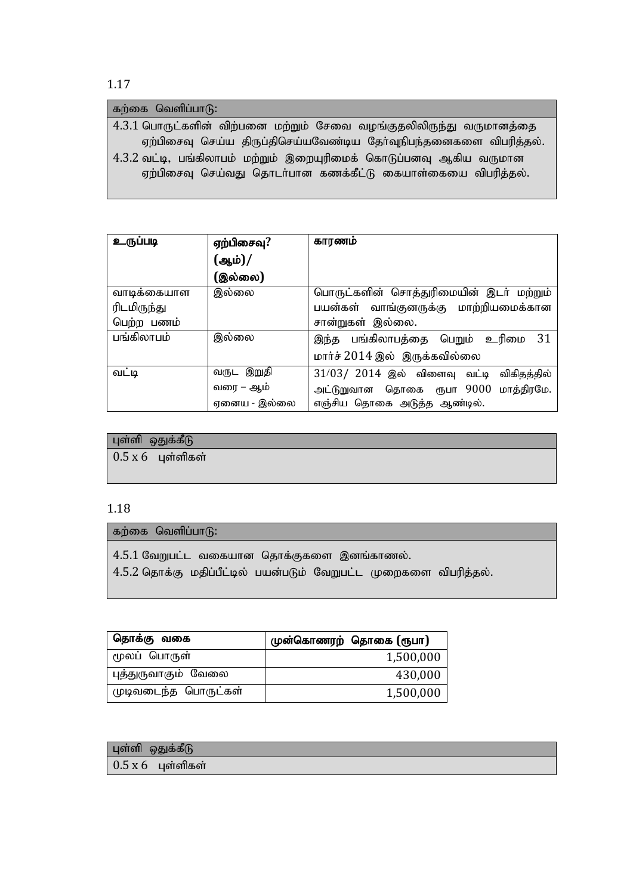1.17

| கற்கை வெளிப்பாடு: |
|---|
| 4.3.1 பொருட்களின் விற்பனை மற்றும் சேவை வழங்குதலிலிருந்து வருமானத்தை ஏற்பிசைவு செய்ய திருப்திசெய்யவேண்டிய தேர்வுநிபந்தனைகளை விபரித்தல். <br> 4.3.2 வட்டி, பங்கிலாபம் மற்றும் இறையுரிமைக் கொடுப்பனவு ஆகிய வருமான ஏற்பிசைவு செய்வது தொடர்பான கணக்கீட்டு கையாள்கையை விபரித்தல். |

| **உருப்படி** | **ஏற்பிசைவு? (ஆம்)/ (இல்லை)** | **காரணம்** |
|---|---|---|
| வாடிக்கையாளரிடமிருந்து பெற்ற பணம் | இல்லை | பொருட்களின் சொத்துரிமையின் இடர் மற்றும் பயன்கள் வாங்குனருக்கு மாற்றியமைக்கான சான்றுகள் இல்லை. |
| பங்கிலாபம் | இல்லை | இந்த பங்கிலாபத்தை பெறும் உரிமை 31 மார்ச் 2014 இல் இருக்கவில்லை |
| வட்டி | வருட இறுதி வரை – ஆம் <br> ஏனைய - இல்லை | 31/03/ 2014 இல் விளைவு வட்டி விகிதத்தில் அட்டுறுவான தொகை ரூபா 9000 மாத்திரமே. எஞ்சிய தொகை அடுத்த ஆண்டில். |

| புள்ளி ஒதுக்கீடு |
|---|
| 0.5 x 6 புள்ளிகள் |

1.18

| கற்கை வெளிப்பாடு: |
|---|
| 4.5.1 வேறுபட்ட வகையான தொக்குகளை இனங்காணல். <br> 4.5.2 தொக்கு மதிப்பீட்டில் பயன்படும் வேறுபட்ட முறைகளை விபரித்தல். |

| **தொக்கு வகை** | **முன்கொணரற் தொகை (ரூபா)** |
|---|---:|
| மூலப் பொருள் | 1,500,000 |
| புத்துருவாகும் வேலை | 430,000 |
| முடிவடைந்த பொருட்கள் | 1,500,000 |

| புள்ளி ஒதுக்கீடு |
|---|
| 0.5 x 6 புள்ளிகள் |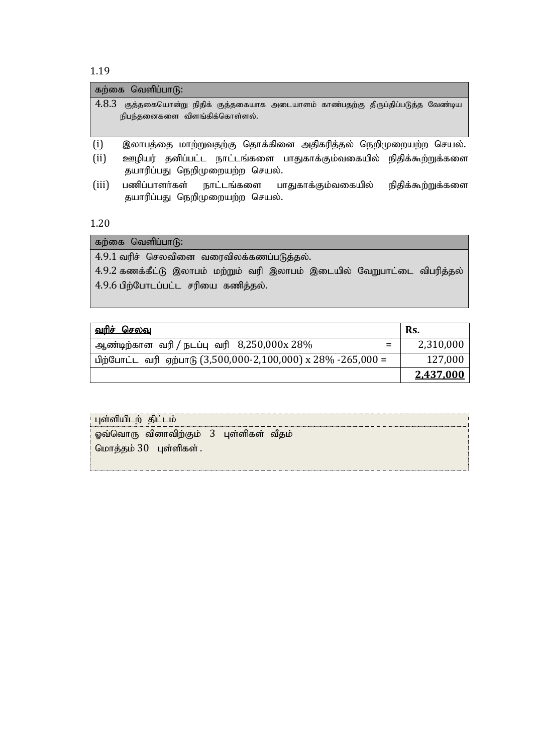1.19

| கற்கை வெளிப்பாடு: |
|---|
| 4.8.3 குத்தகையொன்று நிதிக் குத்தகையாக அடையாளம் காண்பதற்கு திருப்திப்படுத்த வேண்டிய நிபந்தனைகளை விளங்கிக்கொள்ளல். |

(i) இலாபத்தை மாற்றுவதற்கு தொக்கினை அதிகரித்தல் நெறிமுறையற்ற செயல்.

(ii) ஊழியர் தனிப்பட்ட நாட்டங்களை பாதுகாக்கும்வகையில் நிதிக்கூற்றுக்களை தயாரிப்பது நெறிமுறையற்ற செயல்.

(iii) பணிப்பாளர்கள் நாட்டங்களை பாதுகாக்கும்வகையில் நிதிக்கூற்றுக்களை தயாரிப்பது நெறிமுறையற்ற செயல்.

1.20

| கற்கை வெளிப்பாடு: |
|---|
| 4.9.1 வரிச் செலவினை வரைவிலக்கணப்படுத்தல்.<br>4.9.2 கணக்கீட்டு இலாபம் மற்றும் வரி இலாபம் இடையில் வேறுபாட்டை விபரித்தல்<br>4.9.6 பிற்போடப்பட்ட சரியை கணித்தல். |

| <u>**வரிச் செலவு**</u> | **Rs.** |
|---|---|
| ஆண்டிற்கான வரி / நடப்பு வரி 8,250,000x 28% = | 2,310,000 |
| பிற்போட்ட வரி ஏற்பாடு (3,500,000-2,100,000) x 28% -265,000 = | 127,000 |
| | <u>**2,437,000**</u> |

| புள்ளியிடற் திட்டம் |
|---|
| ஒவ்வொரு வினாவிற்கும் 3 புள்ளிகள் வீதம்<br>மொத்தம் 30 புள்ளிகள் . |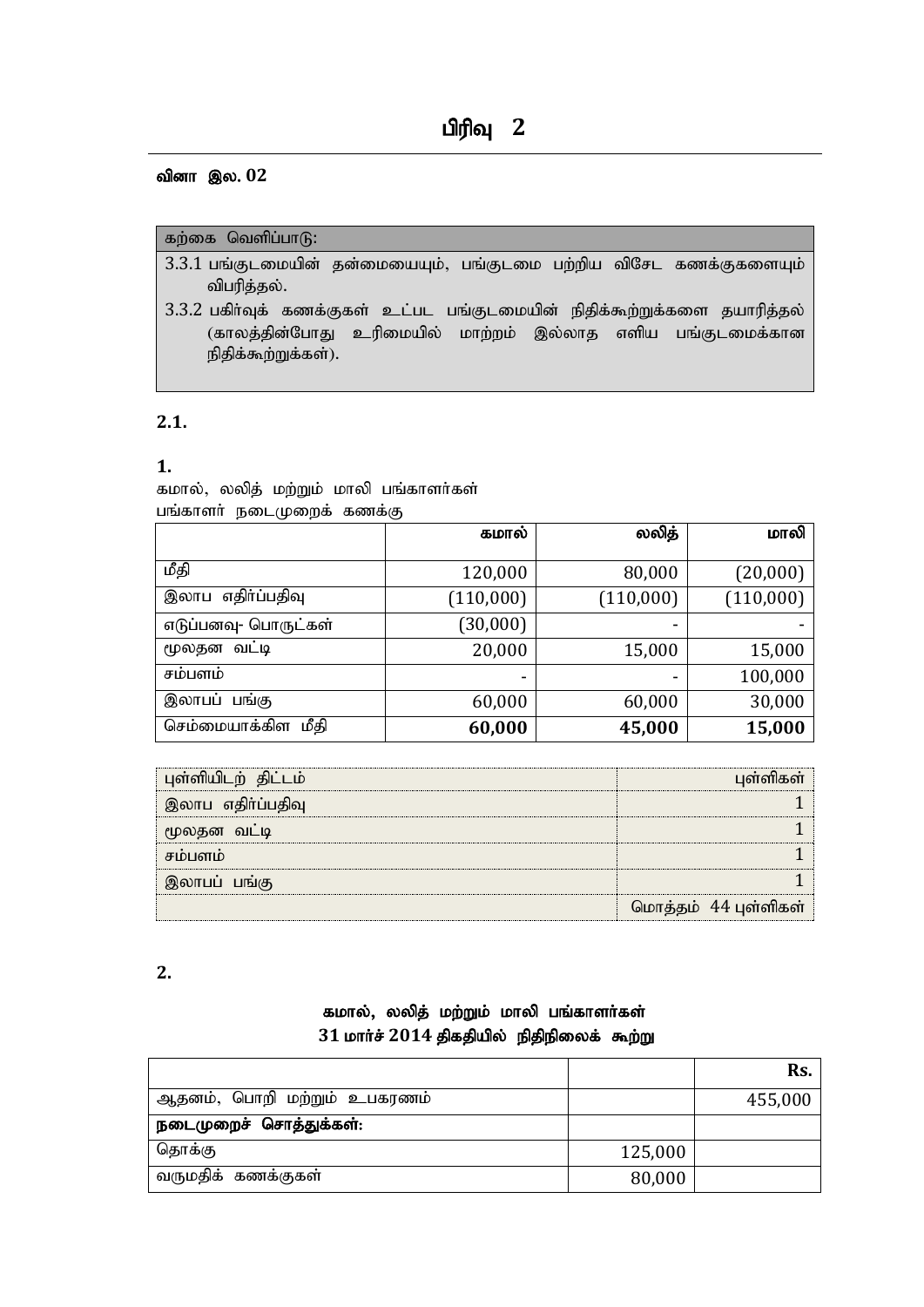# பிரிவு 2

**வினா இல. 02**

| கற்கை வெளிப்பாடு: |
|---|
| 3.3.1 பங்குடமையின் தன்மையையும், பங்குடமை பற்றிய விசேட கணக்குகளையும் விபரித்தல். |
| 3.3.2 பகிர்வுக் கணக்குகள் உட்பட பங்குடமையின் நிதிக்கூற்றுக்களை தயாரித்தல் (காலத்தின்போது உரிமையில் மாற்றம் இல்லாத எளிய பங்குடமைக்கான நிதிக்கூற்றுக்கள்). |

**2.1.**

**1.**

கமால், லலித் மற்றும் மாலி பங்காளர்கள்
பங்காளர் நடைமுறைக் கணக்கு

| | **கமால்** | **லலித்** | **மாலி** |
|---|---|---|---|
| மீதி | 120,000 | 80,000 | (20,000) |
| இலாப எதிர்ப்பதிவு | (110,000) | (110,000) | (110,000) |
| எடுப்பனவு- பொருட்கள் | (30,000) | - | - |
| மூலதன வட்டி | 20,000 | 15,000 | 15,000 |
| சம்பளம் | - | - | 100,000 |
| இலாபப் பங்கு | 60,000 | 60,000 | 30,000 |
| செம்மையாக்கிள மீதி | **60,000** | **45,000** | **15,000** |

| புள்ளியிடற் திட்டம் | புள்ளிகள் |
|---|---|
| இலாப எதிர்ப்பதிவு | 1 |
| மூலதன வட்டி | 1 |
| சம்பளம் | 1 |
| இலாபப் பங்கு | 1 |
| | மொத்தம் 44 புள்ளிகள் |

**2.**

**கமால், லலித் மற்றும் மாலி பங்காளர்கள்**
**31 மார்ச் 2014 திகதியில் நிதிநிலைக் கூற்று**

| | | **Rs.** |
|---|---|---|
| ஆதனம், பொறி மற்றும் உபகரணம் | | 455,000 |
| **நடைமுறைச் சொத்துக்கள்:** | | |
| தொக்கு | 125,000 | |
| வருமதிக் கணக்குகள் | 80,000 | |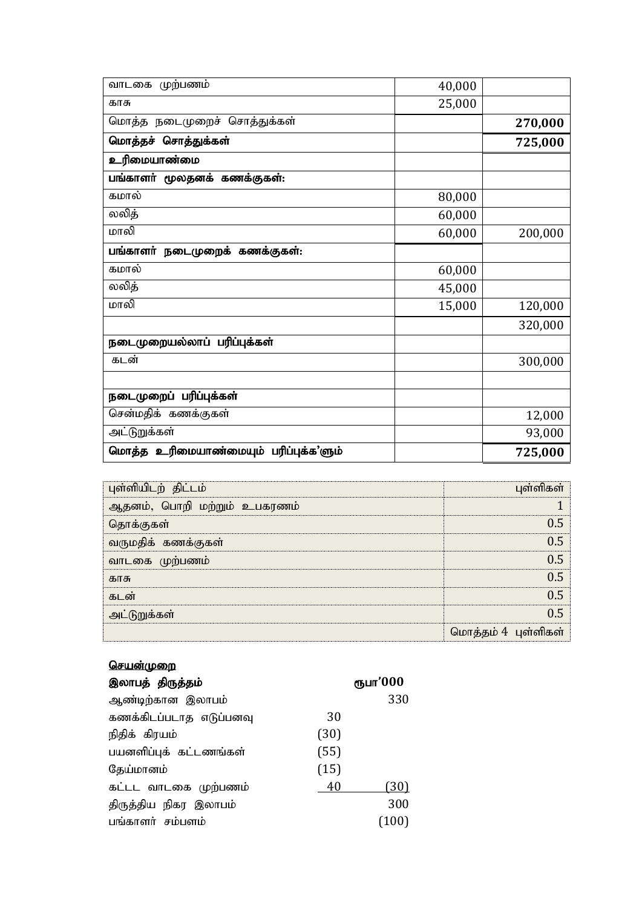| | | |
|---|---|---|
| வாடகை முற்பணம் | 40,000 | |
| காசு | 25,000 | |
| மொத்த நடைமுறைச் சொத்துக்கள் | | **270,000** |
| **மொத்தச் சொத்துக்கள்** | | **725,000** |
| **உரிமையாண்மை** | | |
| **பங்காளர் மூலதனக் கணக்குகள்:** | | |
| கமால் | 80,000 | |
| லலித் | 60,000 | |
| மாலி | 60,000 | 200,000 |
| **பங்காளர் நடைமுறைக் கணக்குகள்:** | | |
| கமால் | 60,000 | |
| லலித் | 45,000 | |
| மாலி | 15,000 | 120,000 |
| | | 320,000 |
| **நடைமுறையல்லாப் பரிப்புக்கள்** | | |
| கடன் | | 300,000 |
| | | |
| **நடைமுறைப் பரிப்புக்கள்** | | |
| சென்மதிக் கணக்குகள் | | 12,000 |
| அட்டுறுக்கள் | | 93,000 |
| **மொத்த உரிமையாண்மையும் பரிப்புக்க'ளும்** | | **725,000** |

| புள்ளியிடற் திட்டம் | புள்ளிகள் |
|---|---|
| ஆதனம், பொறி மற்றும் உபகரணம் | 1 |
| தொக்குகள் | 0.5 |
| வருமதிக் கணக்குகள் | 0.5 |
| வாடகை முற்பணம் | 0.5 |
| காசு | 0.5 |
| கடன் | 0.5 |
| அட்டுறுக்கள் | 0.5 |
| | மொத்தம் 4 புள்ளிகள் |

**<u>செயன்முறை</u>**

| **இலாபத் திருத்தம்** | | **ரூபா'000** |
|---|---|---|
| ஆண்டிற்கான இலாபம் | | 330 |
| கணக்கிடப்படாத எடுப்பனவு | 30 | |
| நிதிக் கிரயம் | (30) | |
| பயனளிப்புக் கட்டணங்கள் | (55) | |
| தேய்மானம் | (15) | |
| கட்டட வாடகை முற்பணம் | 40 | (30) |
| திருத்திய நிகர இலாபம் | | 300 |
| பங்காளர் சம்பளம் | | (100) |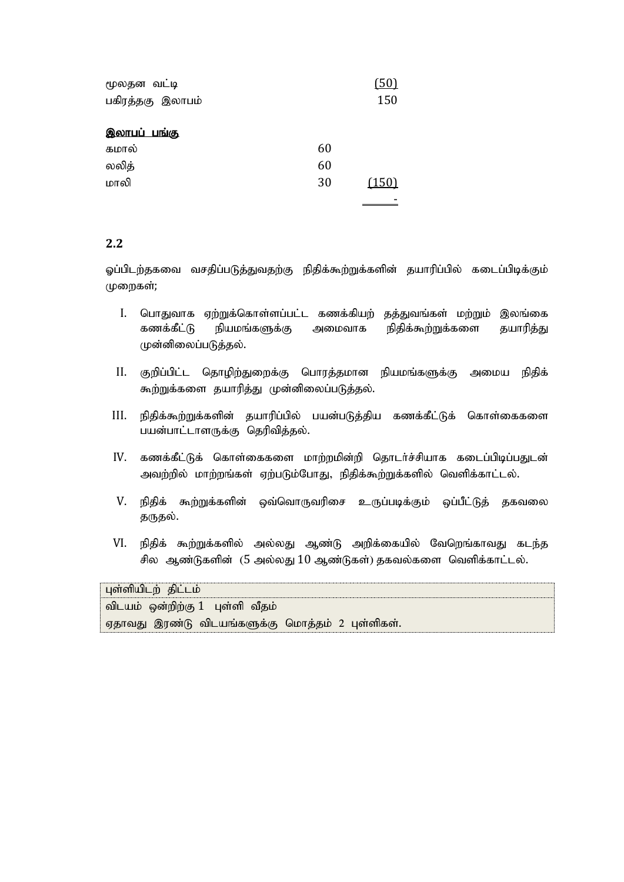| | | |
|---|---|---|
| மூலதன வட்டி | | (50) |
| பகிரத்தகு இலாபம் | | 150 |
| | | |
| **இலாபப் பங்கு** | | |
| கமால் | 60 | |
| லலித் | 60 | |
| மாலி | 30 | (150) |
| | | - |

## 2.2

ஓப்பிடற்தகவை வசதிப்படுத்துவதற்கு நிதிக்கூற்றுக்களின் தயாரிப்பில் கடைப்பிடிக்கும் முறைகள்;

I. பொதுவாக ஏற்றுக்கொள்ளப்பட்ட கணக்கியற் தத்துவங்கள் மற்றும் இலங்கை கணக்கீட்டு நியமங்களுக்கு அமைவாக நிதிக்கூற்றுக்களை தயாரித்து முன்னிலைப்படுத்தல்.

II. குறிப்பிட்ட தொழிற்துறைக்கு பொரத்தமான நியமங்களுக்கு அமைய நிதிக் கூற்றுக்களை தயாரித்து முன்னிலைப்படுத்தல்.

III. நிதிக்கூற்றுக்களின் தயாரிப்பில் பயன்படுத்திய கணக்கீட்டுக் கொள்கைகளை பயன்பாட்டாளருக்கு தெரிவித்தல்.

IV. கணக்கீட்டுக் கொள்கைகளை மாற்றமின்றி தொடர்ச்சியாக கடைப்பிடிப்பதுடன் அவற்றில் மாற்றங்கள் ஏற்படும்போது, நிதிக்கூற்றுக்களில் வெளிக்காட்டல்.

V. நிதிக் கூற்றுக்களின் ஒவ்வொருவரிசை உருப்படிக்கும் ஒப்பீட்டுத் தகவலை தருதல்.

VI. நிதிக் கூற்றுக்களில் அல்லது ஆண்டு அறிக்கையில் வேறெங்காவது கடந்த சில ஆண்டுகளின் (5 அல்லது 10 ஆண்டுகள்) தகவல்களை வெளிக்காட்டல்.

| புள்ளியிடற் திட்டம் |
|---|
| விடயம் ஒன்றிற்கு 1 புள்ளி வீதம் |
| ஏதாவது இரண்டு விடயங்களுக்கு மொத்தம் 2 புள்ளிகள். |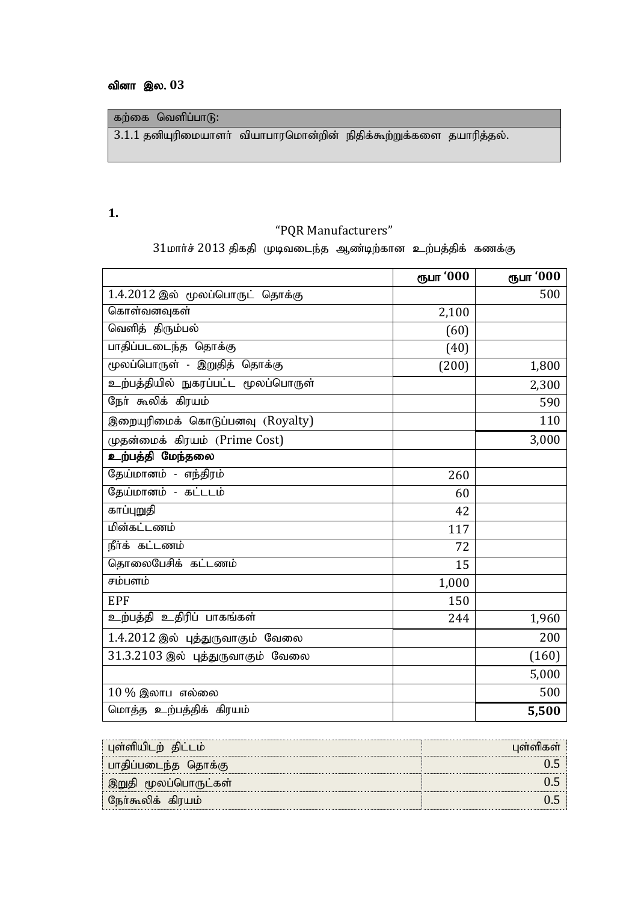### வினா இல. 03

| கற்கை வெளிப்பாடு: |
|---|
| 3.1.1 தனியுரிமையாளர் வியாபாரமொன்றின் நிதிக்கூற்றுக்களை தயாரித்தல். |

**1.**

“PQR Manufacturers”

31மார்ச் 2013 திகதி முடிவடைந்த ஆண்டிற்கான உற்பத்திக் கணக்கு

| | ரூபா ‘000 | ரூபா ‘000 |
|---|---|---|
| 1.4.2012 இல் மூலப்பொருட் தொக்கு | | 500 |
| கொள்வனவுகள் | 2,100 | |
| வெளித் திரும்பல் | (60) | |
| பாதிப்படைந்த தொக்கு | (40) | |
| மூலப்பொருள் - இறுதித் தொக்கு | (200) | 1,800 |
| உற்பத்தியில் நுகரப்பட்ட மூலப்பொருள் | | 2,300 |
| நேர் கூலிக் கிரயம் | | 590 |
| இறையுரிமைக் கொடுப்பனவு (Royalty) | | 110 |
| முதன்மைக் கிரயம் (Prime Cost) | | 3,000 |
| **உற்பத்தி மேந்தலை** | | |
| தேய்மானம் - எந்திரம் | 260 | |
| தேய்மானம் - கட்டடம் | 60 | |
| காப்புறுதி | 42 | |
| மின்கட்டணம் | 117 | |
| நீர்க் கட்டணம் | 72 | |
| தொலைபேசிக் கட்டணம் | 15 | |
| சம்பளம் | 1,000 | |
| EPF | 150 | |
| உற்பத்தி உதிரிப் பாகங்கள் | 244 | 1,960 |
| 1.4.2012 இல் புத்துருவாகும் வேலை | | 200 |
| 31.3.2103 இல் புத்துருவாகும் வேலை | | (160) |
| | | 5,000 |
| 10 % இலாப எல்லை | | 500 |
| மொத்த உற்பத்திக் கிரயம் | | **5,500** |

| புள்ளியிடற் திட்டம் | புள்ளிகள் |
|---|---|
| பாதிப்படைந்த தொக்கு | 0.5 |
| இறுதி மூலப்பொருட்கள் | 0.5 |
| நேர்கூலிக் கிரயம் | 0.5 |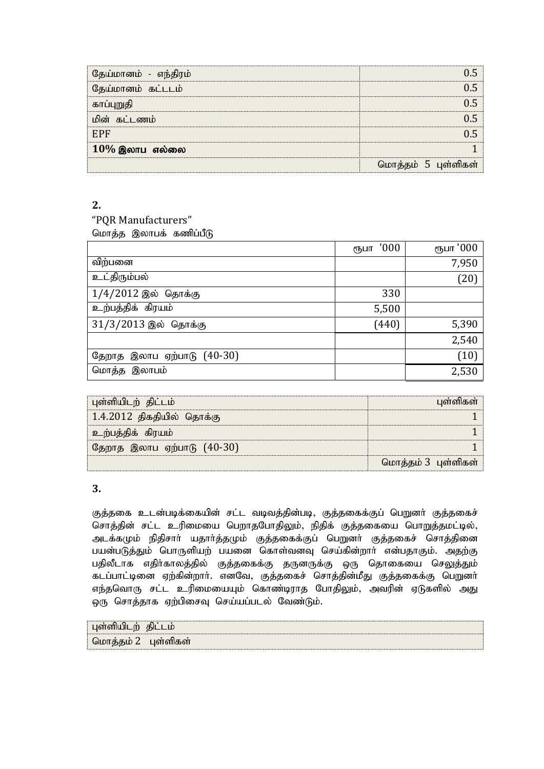| | |
|---|---|
| தேய்மானம் - எந்திரம் | 0.5 |
| தேய்மானம் கட்டடம் | 0.5 |
| காப்புறுதி | 0.5 |
| மின் கட்டணம் | 0.5 |
| EPF | 0.5 |
| **10% இலாப எல்லை** | 1 |
| | மொத்தம் 5 புள்ளிகள் |

**2.**

"PQR Manufacturers"

மொத்த இலாபக் கணிப்பீடு

| | ரூபா '000 | ரூபா '000 |
|---|---|---|
| விற்பனை | | 7,950 |
| உட்திரும்பல் | | (20) |
| 1/4/2012 இல் தொக்கு | 330 | |
| உற்பத்திக் கிரயம் | 5,500 | |
| 31/3/2013 இல் தொக்கு | (440) | 5,390 |
| | | 2,540 |
| தேறாத இலாப ஏற்பாடு (40-30) | | (10) |
| மொத்த இலாபம் | | 2,530 |

| புள்ளியிடற் திட்டம் | புள்ளிகள் |
|---|---|
| 1.4.2012 திகதியில் தொக்கு | 1 |
| உற்பத்திக் கிரயம் | 1 |
| தேறாத இலாப ஏற்பாடு (40-30) | 1 |
| | மொத்தம் 3 புள்ளிகள் |

**3.**

குத்தகை உடன்படிக்கையின் சட்ட வடிவத்தின்படி, குத்தகைக்குப் பெறுனர் குத்தகைச் சொத்தின் சட்ட உரிமையை பெறாதபோதிலும், நிதிக் குத்தகையை பொறுத்தமட்டில், அடக்கமும் நிதிசார் யதார்த்தமும் குத்தகைக்குப் பெறுனர் குத்தகைச் சொத்தினை பயன்படுத்தும் பொருளியற் பயனை கொள்வனவு செய்கின்றார் என்பதாகும். அதற்கு பதிலீடாக எதிர்காலத்தில் குத்தகைக்கு தருனருக்கு ஒரு தொகையை செலுத்தும் கடப்பாட்டினை ஏற்கின்றார். எனவே, குத்தகைச் சொத்தின்மீது குத்தகைக்கு பெறுனர் எந்தவொரு சட்ட உரிமையையும் கொண்டிராத போதிலும், அவரின் ஏடுகளில் அது ஒரு சொத்தாக ஏற்பிசைவு செய்யப்படல் வேண்டும்.

| புள்ளியிடற் திட்டம் |
|---|
| மொத்தம் 2 புள்ளிகள் |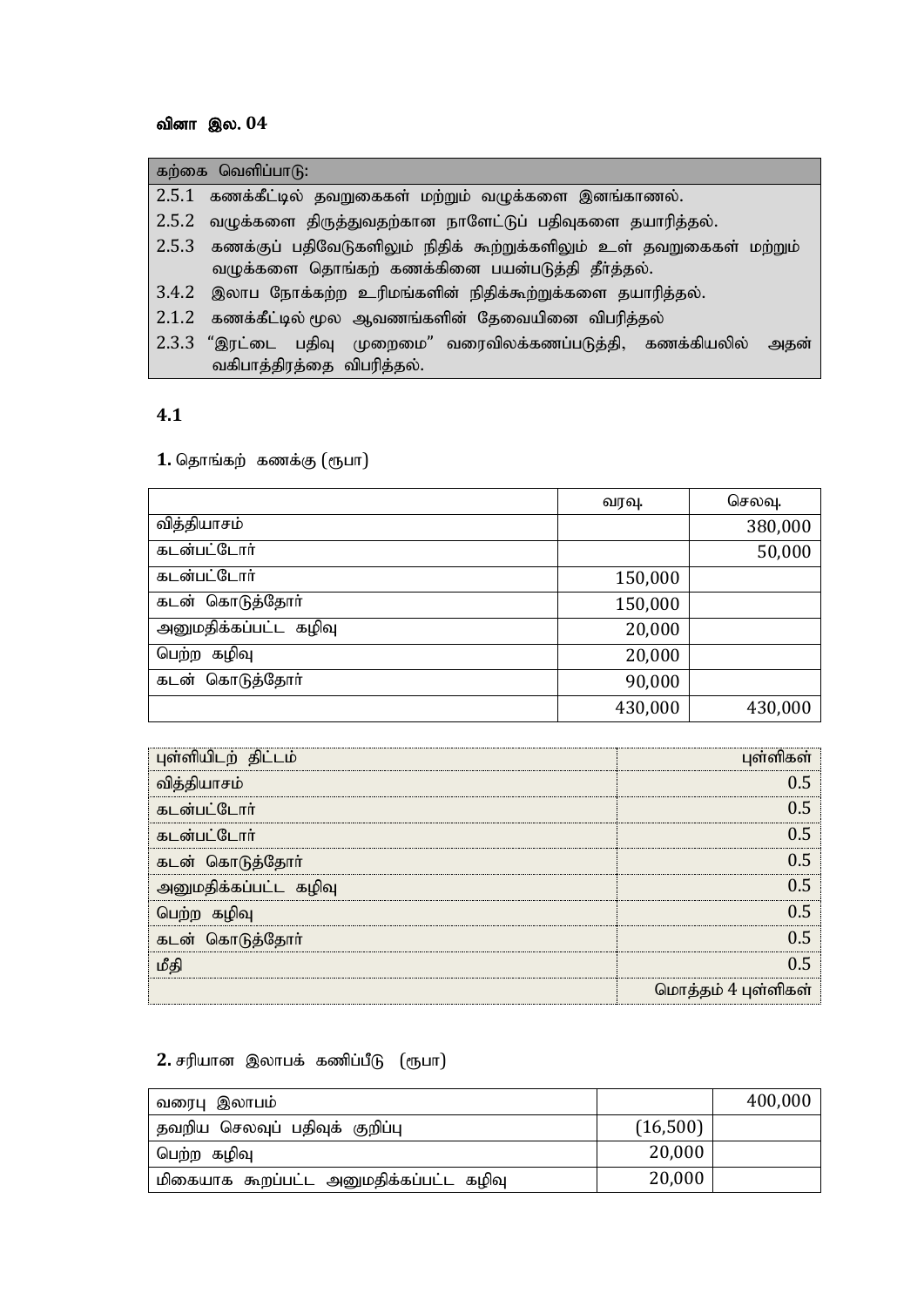**வினா இல. 04**

| கற்கை வெளிப்பாடு: |
|---|
| 2.5.1 கணக்கீட்டில் தவறுகைகள் மற்றும் வழுக்களை இனங்காணல். |
| 2.5.2 வழுக்களை திருத்துவதற்கான நாளேட்டுப் பதிவுகளை தயாரித்தல். |
| 2.5.3 கணக்குப் பதிவேடுகளிலும் நிதிக் கூற்றுக்களிலும் உள் தவறுகைகள் மற்றும் வழுக்களை தொங்கற் கணக்கினை பயன்படுத்தி தீர்த்தல். |
| 3.4.2 இலாப நோக்கற்ற உரிமங்களின் நிதிக்கூற்றுக்களை தயாரித்தல். |
| 2.1.2 கணக்கீட்டில் மூல ஆவணங்களின் தேவையினை விபரித்தல் |
| 2.3.3 "இரட்டை பதிவு முறைமை" வரைவிலக்கணப்படுத்தி, கணக்கியலில் அதன் வகிபாத்திரத்தை விபரித்தல். |

**4.1**

**1.** தொங்கற் கணக்கு (ரூபா)

| | வரவு. | செலவு. |
|---|---|---|
| வித்தியாசம் | | 380,000 |
| கடன்பட்டோர் | | 50,000 |
| கடன்பட்டோர் | 150,000 | |
| கடன் கொடுத்தோர் | 150,000 | |
| அனுமதிக்கப்பட்ட கழிவு | 20,000 | |
| பெற்ற கழிவு | 20,000 | |
| கடன் கொடுத்தோர் | 90,000 | |
| | 430,000 | 430,000 |

| புள்ளியிடற் திட்டம் | புள்ளிகள் |
|---|---|
| வித்தியாசம் | 0.5 |
| கடன்பட்டோர் | 0.5 |
| கடன்பட்டோர் | 0.5 |
| கடன் கொடுத்தோர் | 0.5 |
| அனுமதிக்கப்பட்ட கழிவு | 0.5 |
| பெற்ற கழிவு | 0.5 |
| கடன் கொடுத்தோர் | 0.5 |
| மீதி | 0.5 |
| | மொத்தம் 4 புள்ளிகள் |

**2.** சரியான இலாபக் கணிப்பீடு (ரூபா)

| | | |
|---|---|---|
| வரைபு இலாபம் | | 400,000 |
| தவறிய செலவுப் பதிவுக் குறிப்பு | (16,500) | |
| பெற்ற கழிவு | 20,000 | |
| மிகையாக கூறப்பட்ட அனுமதிக்கப்பட்ட கழிவு | 20,000 | |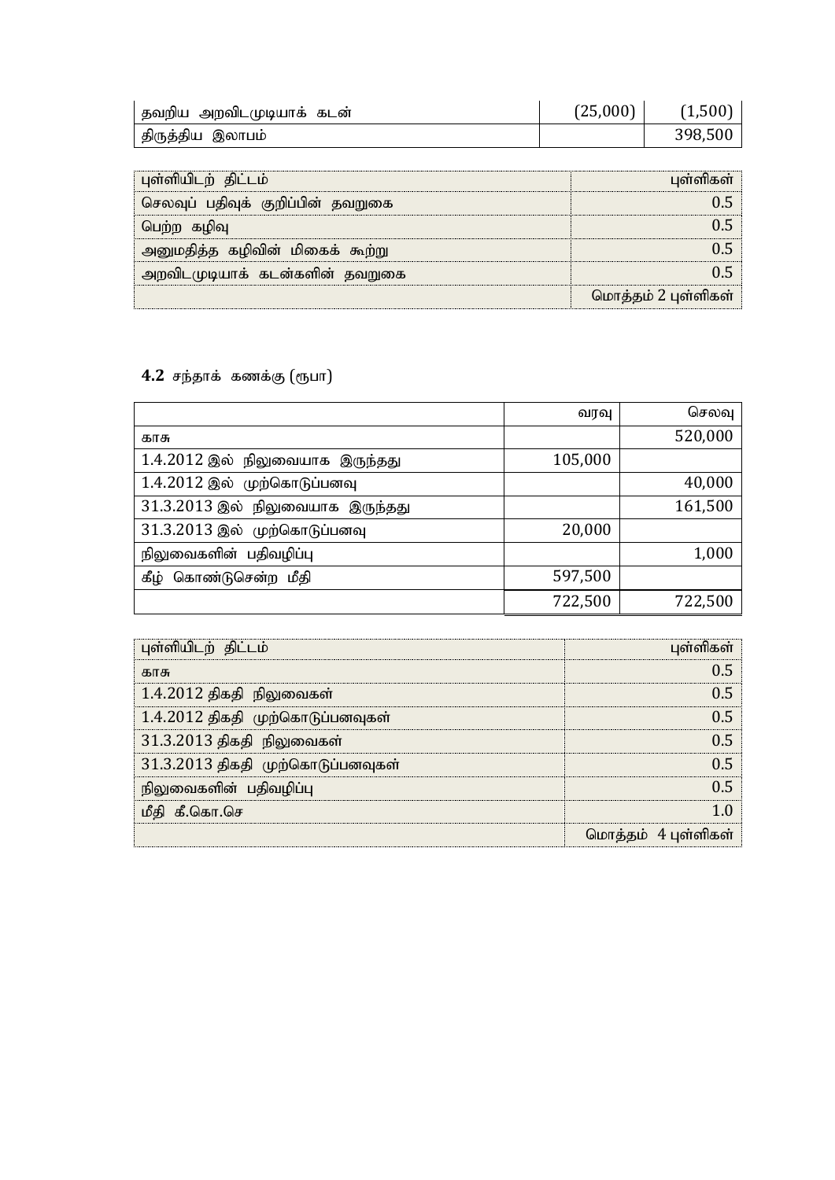| | | |
|---|---|---|
| தவறிய அறவிடமுடியாக் கடன் | (25,000) | (1,500) |
| திருத்திய இலாபம் | | 398,500 |

| புள்ளியிடற் திட்டம் | புள்ளிகள் |
|---|---|
| செலவுப் பதிவுக் குறிப்பின் தவறுகை | 0.5 |
| பெற்ற கழிவு | 0.5 |
| அனுமதித்த கழிவின் மிகைக் கூற்று | 0.5 |
| அறவிடமுடியாக் கடன்களின் தவறுகை | 0.5 |
| | மொத்தம் 2 புள்ளிகள் |

**4.2** சந்தாக் கணக்கு (ரூபா)

| | வரவு | செலவு |
|---|---|---|
| காசு | | 520,000 |
| 1.4.2012 இல் நிலுவையாக இருந்தது | 105,000 | |
| 1.4.2012 இல் முற்கொடுப்பனவு | | 40,000 |
| 31.3.2013 இல் நிலுவையாக இருந்தது | | 161,500 |
| 31.3.2013 இல் முற்கொடுப்பனவு | 20,000 | |
| நிலுவைகளின் பதிவழிப்பு | | 1,000 |
| கீழ் கொண்டுசென்ற மீதி | 597,500 | |
| | 722,500 | 722,500 |

| புள்ளியிடற் திட்டம் | புள்ளிகள் |
|---|---|
| காசு | 0.5 |
| 1.4.2012 திகதி நிலுவைகள் | 0.5 |
| 1.4.2012 திகதி முற்கொடுப்பனவுகள் | 0.5 |
| 31.3.2013 திகதி நிலுவைகள் | 0.5 |
| 31.3.2013 திகதி முற்கொடுப்பனவுகள் | 0.5 |
| நிலுவைகளின் பதிவழிப்பு | 0.5 |
| மீதி கீ.கொ.செ | 1.0 |
| | மொத்தம் 4 புள்ளிகள் |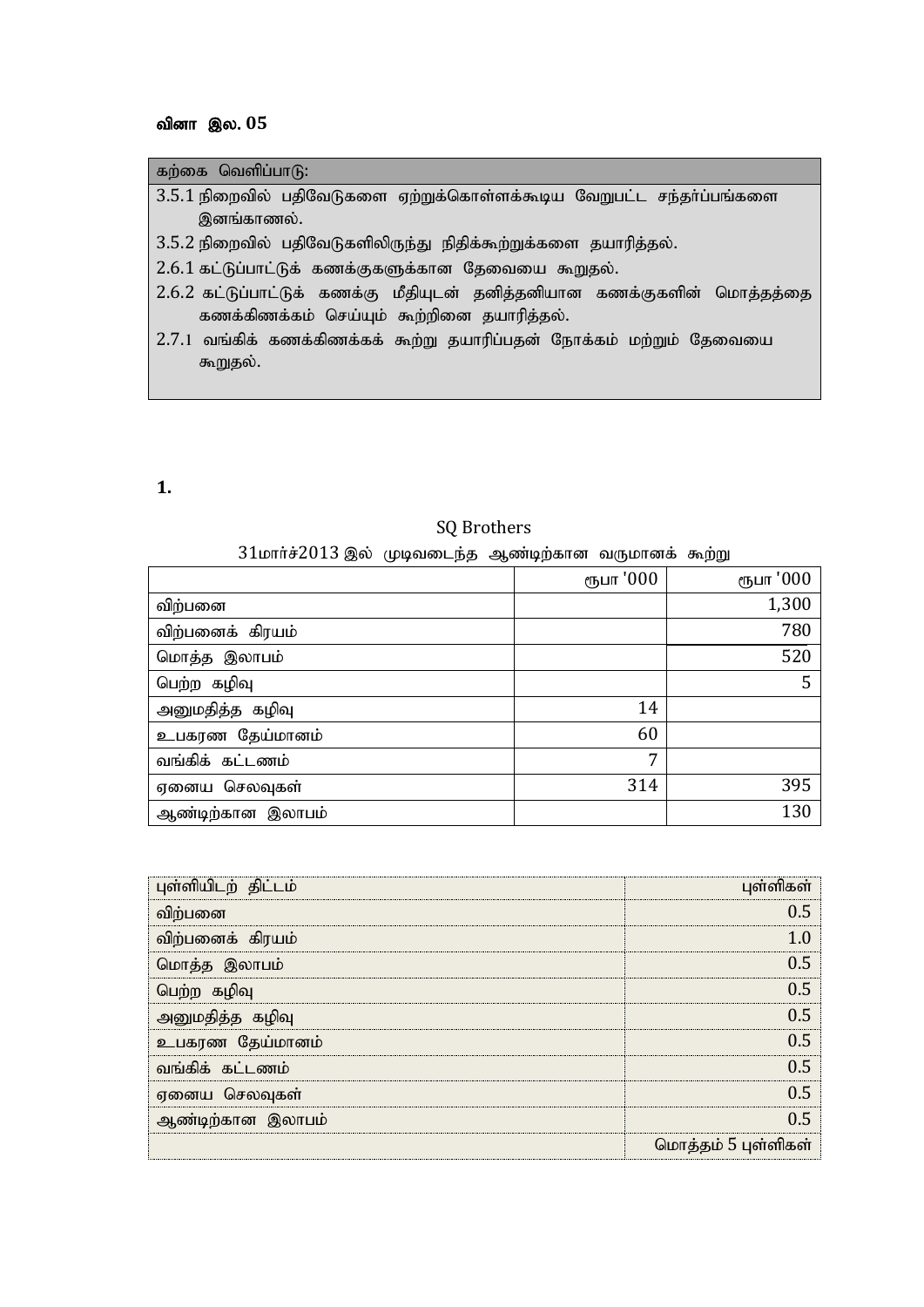**வினா இல. 05**

| கற்கை வெளிப்பாடு: |
|---|
| 3.5.1 நிறைவில் பதிவேடுகளை ஏற்றுக்கொள்ளக்கூடிய வேறுபட்ட சந்தர்ப்பங்களை இனங்காணல். |
| 3.5.2 நிறைவில் பதிவேடுகளிலிருந்து நிதிக்கூற்றுக்களை தயாரித்தல். |
| 2.6.1 கட்டுப்பாட்டுக் கணக்குகளுக்கான தேவையை கூறுதல். |
| 2.6.2 கட்டுப்பாட்டுக் கணக்கு மீதியுடன் தனித்தனியான கணக்குகளின் மொத்தத்தை கணக்கிணக்கம் செய்யும் கூற்றினை தயாரித்தல். |
| 2.7.1 வங்கிக் கணக்கிணக்கக் கூற்று தயாரிப்பதன் நோக்கம் மற்றும் தேவையை கூறுதல். |

**1.**

SQ Brothers

31மார்ச்2013 இல் முடிவடைந்த ஆண்டிற்கான வருமானக் கூற்று

| | ரூபா '000 | ரூபா '000 |
|---|---|---|
| விற்பனை | | 1,300 |
| விற்பனைக் கிரயம் | | 780 |
| மொத்த இலாபம் | | 520 |
| பெற்ற கழிவு | | 5 |
| அனுமதித்த கழிவு | 14 | |
| உபகரண தேய்மானம் | 60 | |
| வங்கிக் கட்டணம் | 7 | |
| ஏனைய செலவுகள் | 314 | 395 |
| ஆண்டிற்கான இலாபம் | | 130 |

| புள்ளியிடற் திட்டம் | புள்ளிகள் |
|---|---|
| விற்பனை | 0.5 |
| விற்பனைக் கிரயம் | 1.0 |
| மொத்த இலாபம் | 0.5 |
| பெற்ற கழிவு | 0.5 |
| அனுமதித்த கழிவு | 0.5 |
| உபகரண தேய்மானம் | 0.5 |
| வங்கிக் கட்டணம் | 0.5 |
| ஏனைய செலவுகள் | 0.5 |
| ஆண்டிற்கான இலாபம் | 0.5 |
| | மொத்தம் 5 புள்ளிகள் |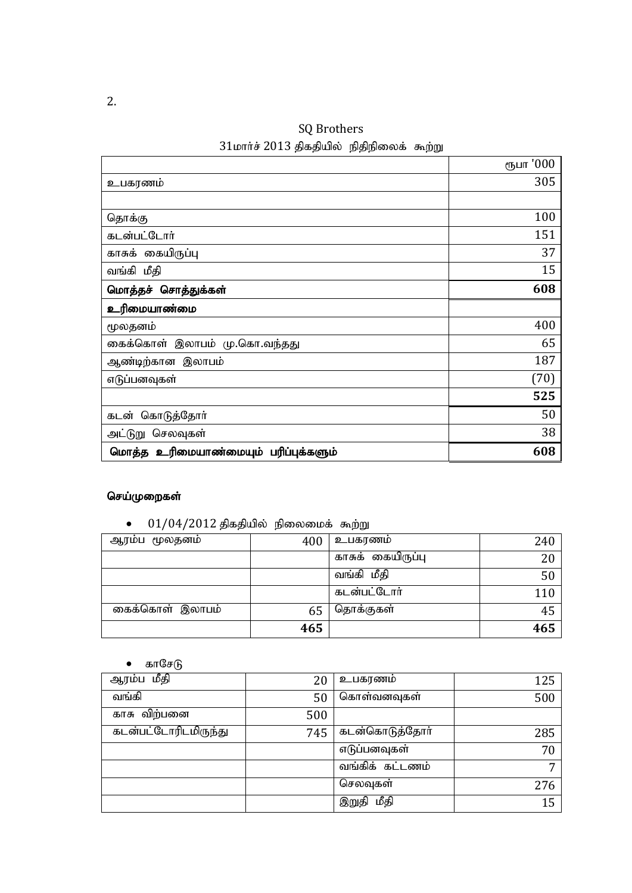2.

SQ Brothers

31மார்ச் 2013 திகதியில் நிதிநிலைக் கூற்று

| | ரூபா '000 |
|---|---|
| உபகரணம் | 305 |
| | |
| தொக்கு | 100 |
| கடன்பட்டோர் | 151 |
| காசுக் கையிருப்பு | 37 |
| வங்கி மீதி | 15 |
| **மொத்தச் சொத்துக்கள்** | **608** |
| **உரிமையாண்மை** | |
| மூலதனம் | 400 |
| கைக்கொள் இலாபம் மு.கொ.வந்தது | 65 |
| ஆண்டிற்கான இலாபம் | 187 |
| எடுப்பனவுகள் | (70) |
| | **525** |
| கடன் கொடுத்தோர் | 50 |
| அட்டுறு செலவுகள் | 38 |
| **மொத்த உரிமையாண்மையும் பரிப்புக்களும்** | **608** |

**செய்முறைகள்**

- 01/04/2012 திகதியில் நிலைமைக் கூற்று

| ஆரம்ப மூலதனம் | 400 | உபகரணம் | 240 |
|---|---|---|---|
| | | காசுக் கையிருப்பு | 20 |
| | | வங்கி மீதி | 50 |
| | | கடன்பட்டோர் | 110 |
| கைக்கொள் இலாபம் | 65 | தொக்குகள் | 45 |
| | **465** | | **465** |

- காசேடு

| ஆரம்ப மீதி | 20 | உபகரணம் | 125 |
|---|---|---|---|
| வங்கி | 50 | கொள்வனவுகள் | 500 |
| காசு விற்பனை | 500 | | |
| கடன்பட்டோரிடமிருந்து | 745 | கடன்கொடுத்தோர் | 285 |
| | | எடுப்பனவுகள் | 70 |
| | | வங்கிக் கட்டணம் | 7 |
| | | செலவுகள் | 276 |
| | | இறுதி மீதி | 15 |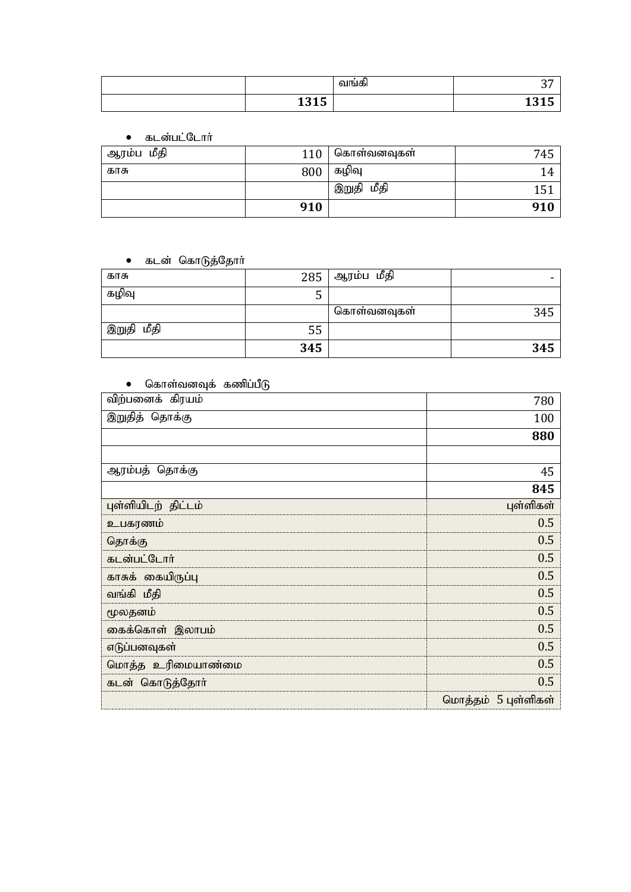| | | வங்கி | 37 |
|---|---|---|---|
| | **1315** | | **1315** |

- கடன்பட்டோர்

| ஆரம்ப மீதி | 110 | கொள்வனவுகள் | 745 |
|---|---|---|---|
| காசு | 800 | கழிவு | 14 |
| | | இறுதி மீதி | 151 |
| | **910** | | **910** |

- கடன் கொடுத்தோர்

| காசு | 285 | ஆரம்ப மீதி | - |
|---|---|---|---|
| கழிவு | 5 | | |
| | | கொள்வனவுகள் | 345 |
| இறுதி மீதி | 55 | | |
| | **345** | | **345** |

- கொள்வனவுக் கணிப்பீடு

| விற்பனைக் கிரயம் | 780 |
|---|---|
| இறுதித் தொக்கு | 100 |
| | **880** |
| | |
| ஆரம்பத் தொக்கு | 45 |
| | **845** |

| புள்ளியிடற் திட்டம் | புள்ளிகள் |
|---|---|
| உபகரணம் | 0.5 |
| தொக்கு | 0.5 |
| கடன்பட்டோர் | 0.5 |
| காசுக் கையிருப்பு | 0.5 |
| வங்கி மீதி | 0.5 |
| மூலதனம் | 0.5 |
| கைக்கொள் இலாபம் | 0.5 |
| எடுப்பனவுகள் | 0.5 |
| மொத்த உரிமையாண்மை | 0.5 |
| கடன் கொடுத்தோர் | 0.5 |
| | மொத்தம் 5 புள்ளிகள் |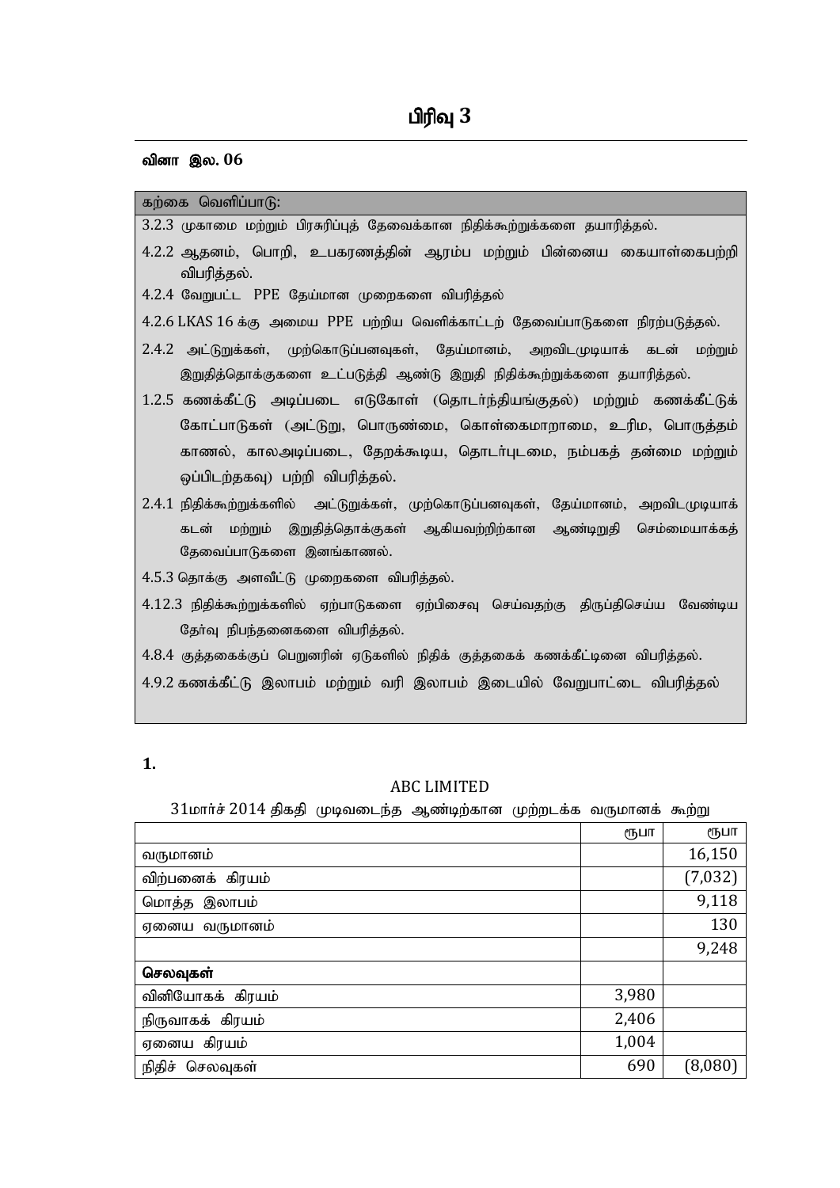# பிரிவு 3

**வினா இல. 06**

| கற்கை வெளிப்பாடு: |
|---|
| 3.2.3 முகாமை மற்றும் பிரசுரிப்புத் தேவைக்கான நிதிக்கூற்றுக்களை தயாரித்தல். |
| 4.2.2 ஆதனம், பொறி, உபகரணத்தின் ஆரம்ப மற்றும் பின்னைய கையாள்கைபற்றி விபரித்தல். |
| 4.2.4 வேறுபட்ட PPE தேய்மான முறைகளை விபரித்தல் |
| 4.2.6 LKAS 16 க்கு அமைய PPE பற்றிய வெளிக்காட்டற் தேவைப்பாடுகளை நிரற்படுத்தல். |
| 2.4.2 அட்டுறுக்கள், முற்கொடுப்பனவுகள், தேய்மானம், அறவிடமுடியாக் கடன் மற்றும் இறுதித்தொக்குகளை உட்படுத்தி ஆண்டு இறுதி நிதிக்கூற்றுக்களை தயாரித்தல். |
| 1.2.5 கணக்கீட்டு அடிப்படை எடுகோள் (தொடர்ந்தியங்குதல்) மற்றும் கணக்கீட்டுக் கோட்பாடுகள் (அட்டுறு, பொருண்மை, கொள்கைமாறாமை, உரிம, பொருத்தம் காணல், காலஅடிப்படை, தேறக்கூடிய, தொடர்புடமை, நம்பகத் தன்மை மற்றும் ஒப்பிடற்தகவு) பற்றி விபரித்தல். |
| 2.4.1 நிதிக்கூற்றுக்களில் அட்டுறுக்கள், முற்கொடுப்பனவுகள், தேய்மானம், அறவிடமுடியாக் கடன் மற்றும் இறுதித்தொக்குகள் ஆகியவற்றிற்கான ஆண்டிறுதி செம்மையாக்கத் தேவைப்பாடுகளை இனங்காணல். |
| 4.5.3 தொக்கு அளவீட்டு முறைகளை விபரித்தல். |
| 4.12.3 நிதிக்கூற்றுக்களில் ஏற்பாடுகளை ஏற்பிசைவு செய்வதற்கு திருப்திசெய்ய வேண்டிய தேர்வு நிபந்தனைகளை விபரித்தல். |
| 4.8.4 குத்தகைக்குப் பெறுனரின் ஏடுகளில் நிதிக் குத்தகைக் கணக்கீட்டினை விபரித்தல். |
| 4.9.2 கணக்கீட்டு இலாபம் மற்றும் வரி இலாபம் இடையில் வேறுபாட்டை விபரித்தல் |

**1.**

ABC LIMITED

31மார்ச் 2014 திகதி முடிவடைந்த ஆண்டிற்கான முற்றடக்க வருமானக் கூற்று

| | ரூபா | ரூபா |
|---|---|---|
| வருமானம் | | 16,150 |
| விற்பனைக் கிரயம் | | (7,032) |
| மொத்த இலாபம் | | 9,118 |
| ஏனைய வருமானம் | | 130 |
| | | 9,248 |
| **செலவுகள்** | | |
| வினியோகக் கிரயம் | 3,980 | |
| நிருவாகக் கிரயம் | 2,406 | |
| ஏனைய கிரயம் | 1,004 | |
| நிதிச் செலவுகள் | 690 | (8,080) |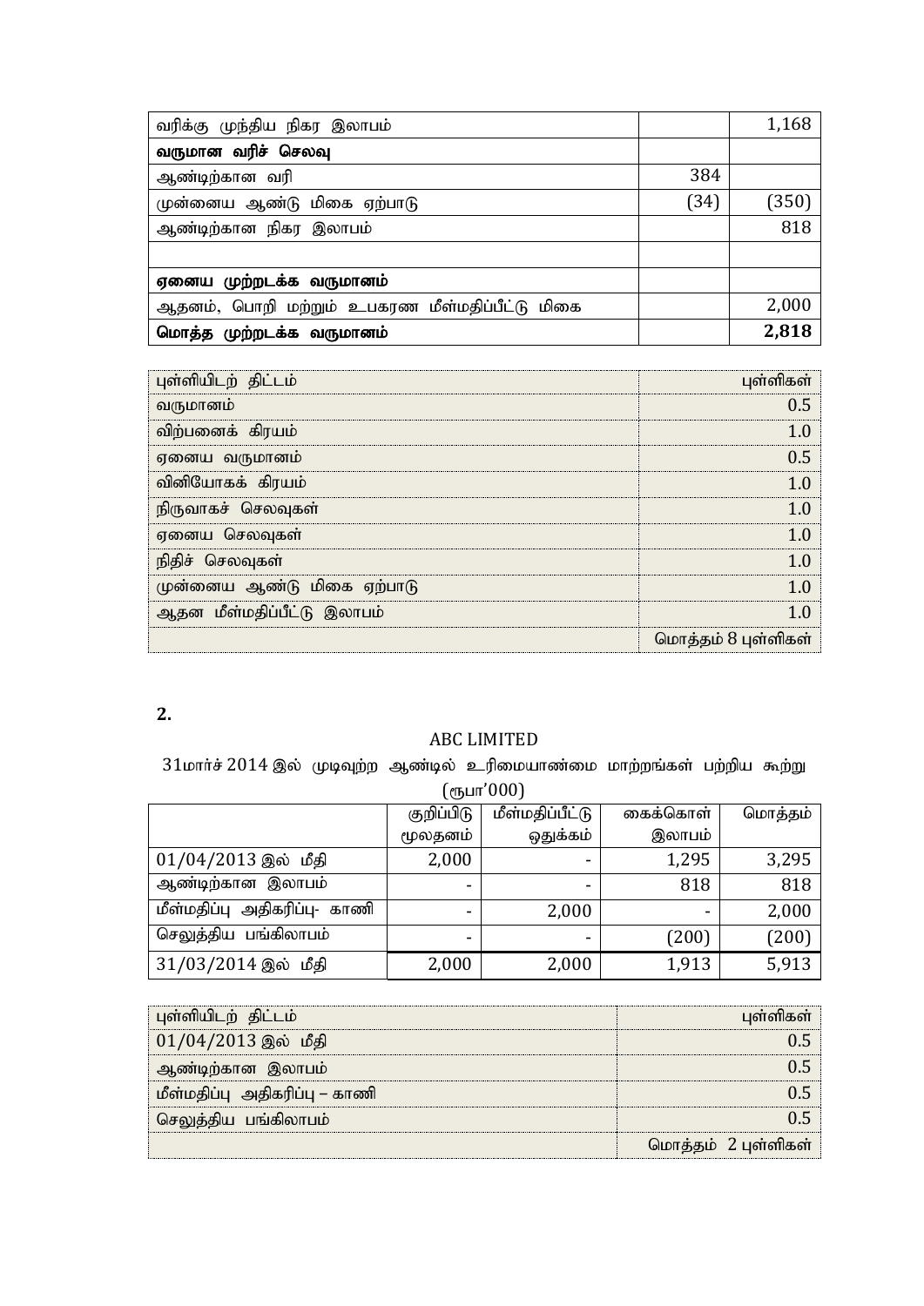| வரிக்கு முந்திய நிகர இலாபம் | | 1,168 |
|---|---|---|
| **வருமான வரிச் செலவு** | | |
| ஆண்டிற்கான வரி | 384 | |
| முன்னைய ஆண்டு மிகை ஏற்பாடு | (34) | (350) |
| ஆண்டிற்கான நிகர இலாபம் | | 818 |
| | | |
| **ஏனைய முற்றடக்க வருமானம்** | | |
| ஆதனம், பொறி மற்றும் உபகரண மீள்மதிப்பீட்டு மிகை | | 2,000 |
| **மொத்த முற்றடக்க வருமானம்** | | **2,818** |

| புள்ளியிடற் திட்டம் | புள்ளிகள் |
|---|---|
| வருமானம் | 0.5 |
| விற்பனைக் கிரயம் | 1.0 |
| ஏனைய வருமானம் | 0.5 |
| வினியோகக் கிரயம் | 1.0 |
| நிருவாகச் செலவுகள் | 1.0 |
| ஏனைய செலவுகள் | 1.0 |
| நிதிச் செலவுகள் | 1.0 |
| முன்னைய ஆண்டு மிகை ஏற்பாடு | 1.0 |
| ஆதன மீள்மதிப்பீட்டு இலாபம் | 1.0 |
| | மொத்தம் 8 புள்ளிகள் |

**2.**

ABC LIMITED

31மார்ச் 2014 இல் முடிவுற்ற ஆண்டில் உரிமையாண்மை மாற்றங்கள் பற்றிய கூற்று

(ரூபா'000)

| | குறிப்பிடு மூலதனம் | மீள்மதிப்பீட்டு ஒதுக்கம் | கைக்கொள் இலாபம் | மொத்தம் |
|---|---|---|---|---|
| 01/04/2013 இல் மீதி | 2,000 | - | 1,295 | 3,295 |
| ஆண்டிற்கான இலாபம் | - | - | 818 | 818 |
| மீள்மதிப்பு அதிகரிப்பு- காணி | - | 2,000 | - | 2,000 |
| செலுத்திய பங்கிலாபம் | - | - | (200) | (200) |
| 31/03/2014 இல் மீதி | 2,000 | 2,000 | 1,913 | 5,913 |

| புள்ளியிடற் திட்டம் | புள்ளிகள் |
|---|---|
| 01/04/2013 இல் மீதி | 0.5 |
| ஆண்டிற்கான இலாபம் | 0.5 |
| மீள்மதிப்பு அதிகரிப்பு – காணி | 0.5 |
| செலுத்திய பங்கிலாபம் | 0.5 |
| | மொத்தம் 2 புள்ளிகள் |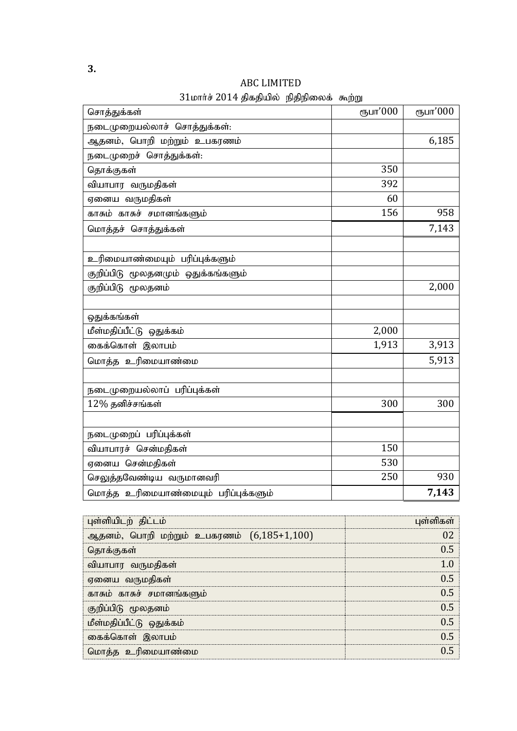**3.**

ABC LIMITED

31மார்ச் 2014 திகதியில் நிதிநிலைக் கூற்று

| சொத்துக்கள் | ரூபா'000 | ரூபா'000 |
|---|---|---|
| நடைமுறையல்லாச் சொத்துக்கள்: | | |
| ஆதனம், பொறி மற்றும் உபகரணம் | | 6,185 |
| நடைமுறைச் சொத்துக்கள்: | | |
| தொக்குகள் | 350 | |
| வியாபார வருமதிகள் | 392 | |
| ஏனைய வருமதிகள் | 60 | |
| காசும் காசுச் சமானங்களும் | 156 | 958 |
| மொத்தச் சொத்துக்கள் | | 7,143 |
| | | |
| உரிமையாண்மையும் பரிப்புக்களும் | | |
| குறிப்பிடு மூலதனமும் ஒதுக்கங்களும் | | |
| குறிப்பிடு மூலதனம் | | 2,000 |
| | | |
| ஒதுக்கங்கள் | | |
| மீள்மதிப்பீட்டு ஒதுக்கம் | 2,000 | |
| கைக்கொள் இலாபம் | 1,913 | 3,913 |
| மொத்த உரிமையாண்மை | | 5,913 |
| | | |
| நடைமுறையல்லாப் பரிப்புக்கள் | | |
| 12% தனிச்சங்கள் | 300 | 300 |
| | | |
| நடைமுறைப் பரிப்புக்கள் | | |
| வியாபாரச் சென்மதிகள் | 150 | |
| ஏனைய சென்மதிகள் | 530 | |
| செலுத்தவேண்டிய வருமானவரி | 250 | 930 |
| மொத்த உரிமையாண்மையும் பரிப்புக்களும் | | **7,143** |

| புள்ளியிடற் திட்டம் | புள்ளிகள் |
|---|---|
| ஆதனம், பொறி மற்றும் உபகரணம் (6,185+1,100) | 02 |
| தொக்குகள் | 0.5 |
| வியாபார வருமதிகள் | 1.0 |
| ஏனைய வருமதிகள் | 0.5 |
| காசும் காசுச் சமானங்களும் | 0.5 |
| குறிப்பிடு மூலதனம் | 0.5 |
| மீள்மதிப்பீட்டு ஒதுக்கம் | 0.5 |
| கைக்கொள் இலாபம் | 0.5 |
| மொத்த உரிமையாண்மை | 0.5 |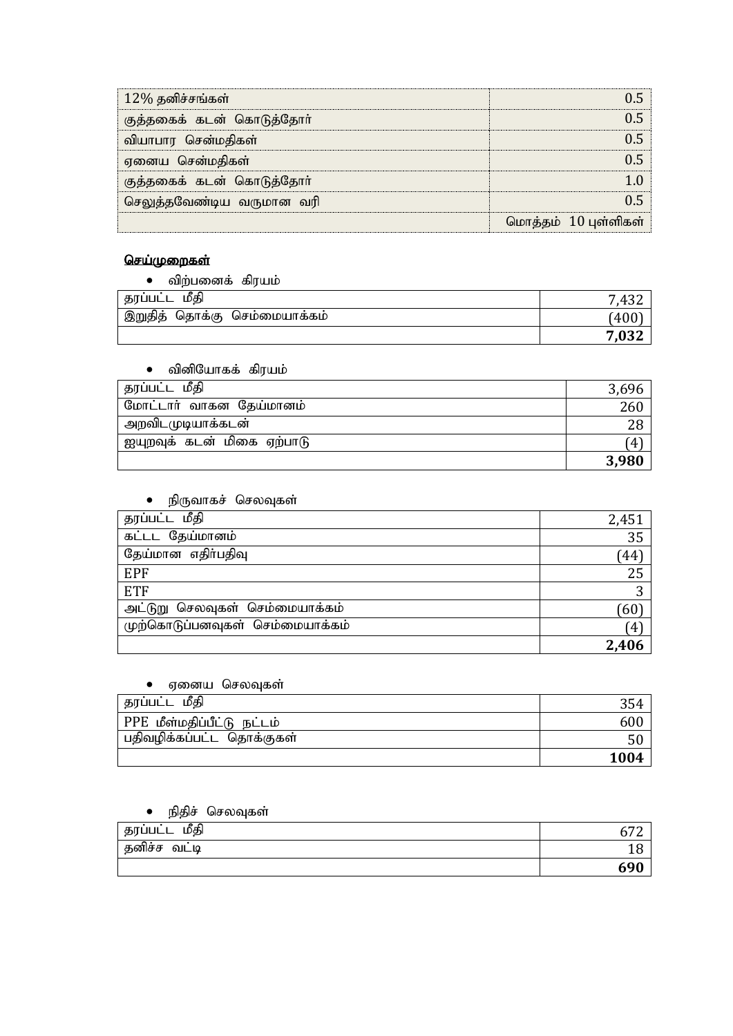| | |
|---|---|
| 12% தனிச்சங்கள் | 0.5 |
| குத்தகைக் கடன் கொடுத்தோர் | 0.5 |
| வியாபார சென்மதிகள் | 0.5 |
| ஏனைய சென்மதிகள் | 0.5 |
| குத்தகைக் கடன் கொடுத்தோர் | 1.0 |
| செலுத்தவேண்டிய வருமான வரி | 0.5 |
| | மொத்தம் 10 புள்ளிகள் |

**செய்முறைகள்**

- விற்பனைக் கிரயம்

| | |
|---|---|
| தரப்பட்ட மீதி | 7,432 |
| இறுதித் தொக்கு செம்மையாக்கம் | (400) |
| | **7,032** |

- வினியோகக் கிரயம்

| | |
|---|---|
| தரப்பட்ட மீதி | 3,696 |
| மோட்டார் வாகன தேய்மானம் | 260 |
| அறவிடமுடியாக்கடன் | 28 |
| ஐயுறவுக் கடன் மிகை ஏற்பாடு | (4) |
| | **3,980** |

- நிருவாகச் செலவுகள்

| | |
|---|---|
| தரப்பட்ட மீதி | 2,451 |
| கட்டட தேய்மானம் | 35 |
| தேய்மான எதிர்பதிவு | (44) |
| EPF | 25 |
| ETF | 3 |
| அட்டுறு செலவுகள் செம்மையாக்கம் | (60) |
| முற்கொடுப்பனவுகள் செம்மையாக்கம் | (4) |
| | **2,406** |

- ஏனைய செலவுகள்

| | |
|---|---|
| தரப்பட்ட மீதி | 354 |
| PPE மீள்மதிப்பீட்டு நட்டம் | 600 |
| பதிவழிக்கப்பட்ட தொக்குகள் | 50 |
| | **1004** |

- நிதிச் செலவுகள்

| | |
|---|---|
| தரப்பட்ட மீதி | 672 |
| தனிச்ச வட்டி | 18 |
| | **690** |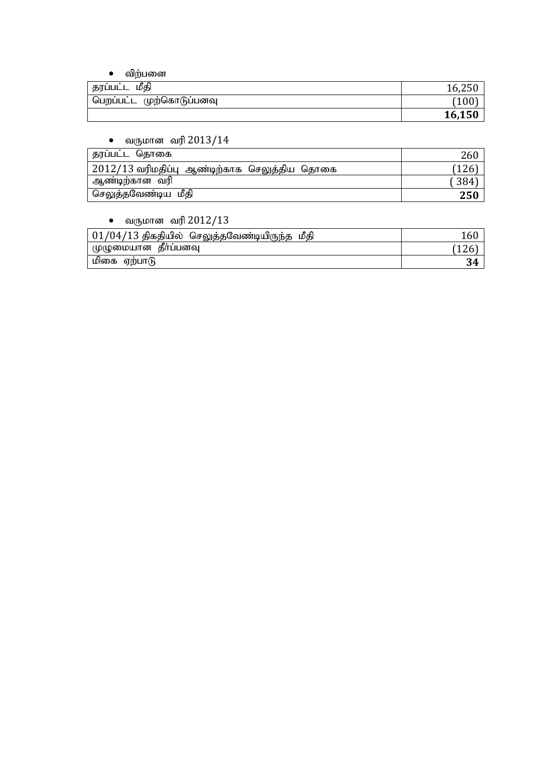- விற்பனை

| | |
|---|---|
| தரப்பட்ட மீதி | 16,250 |
| பெறப்பட்ட முற்கொடுப்பனவு | (100) |
| | **16,150** |

- வருமான வரி 2013/14

| | |
|---|---|
| தரப்பட்ட தொகை | 260 |
| 2012/13 வரிமதிப்பு ஆண்டிற்காக செலுத்திய தொகை | (126) |
| ஆண்டிற்கான வரி | ( 384) |
| செலுத்தவேண்டிய மீதி | **250** |

- வருமான வரி 2012/13

| | |
|---|---|
| 01/04/13 திகதியில் செலுத்தவேண்டியிருந்த மீதி | 160 |
| முழுமையான தீர்ப்பனவு | (126) |
| மிகை ஏற்பாடு | **34** |